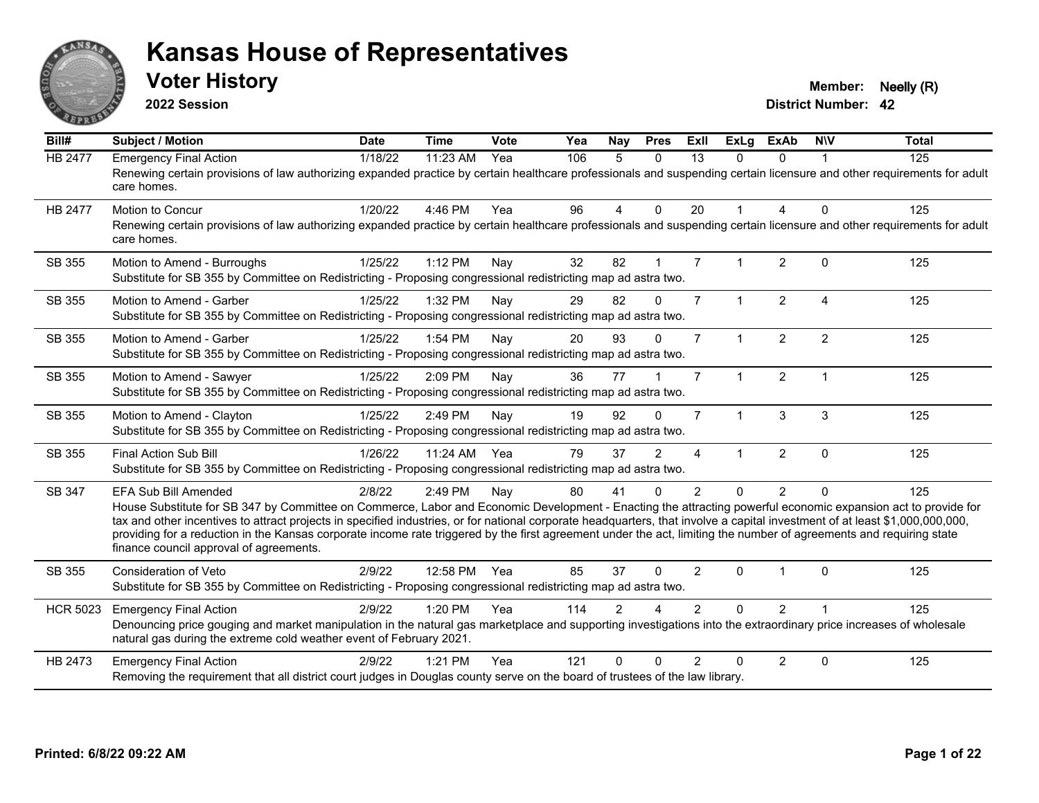# Kansas House of Representatives

## Voter History

**2022 Session**

**Member:** Neelly (R)
**District Number:** 42

| Bill# | Subject / Motion | Date | Time | Vote | Yea | Nay | Pres | ExII | ExLg | ExAb | N\V | Total |
|---|---|---|---|---|---|---|---|---|---|---|---|---|
| HB 2477 | Emergency Final Action | 1/18/22 | 11:23 AM | Yea | 106 | 5 | 0 | 13 | 0 | 0 | 1 | 125 |
| | Renewing certain provisions of law authorizing expanded practice by certain healthcare professionals and suspending certain licensure and other requirements for adult care homes. | | | | | | | | | | | |
| HB 2477 | Motion to Concur | 1/20/22 | 4:46 PM | Yea | 96 | 4 | 0 | 20 | 1 | 4 | 0 | 125 |
| | Renewing certain provisions of law authorizing expanded practice by certain healthcare professionals and suspending certain licensure and other requirements for adult care homes. | | | | | | | | | | | |
| SB 355 | Motion to Amend - Burroughs | 1/25/22 | 1:12 PM | Nay | 32 | 82 | 1 | 7 | 1 | 2 | 0 | 125 |
| | Substitute for SB 355 by Committee on Redistricting - Proposing congressional redistricting map ad astra two. | | | | | | | | | | | |
| SB 355 | Motion to Amend - Garber | 1/25/22 | 1:32 PM | Nay | 29 | 82 | 0 | 7 | 1 | 2 | 4 | 125 |
| | Substitute for SB 355 by Committee on Redistricting - Proposing congressional redistricting map ad astra two. | | | | | | | | | | | |
| SB 355 | Motion to Amend - Garber | 1/25/22 | 1:54 PM | Nay | 20 | 93 | 0 | 7 | 1 | 2 | 2 | 125 |
| | Substitute for SB 355 by Committee on Redistricting - Proposing congressional redistricting map ad astra two. | | | | | | | | | | | |
| SB 355 | Motion to Amend - Sawyer | 1/25/22 | 2:09 PM | Nay | 36 | 77 | 1 | 7 | 1 | 2 | 1 | 125 |
| | Substitute for SB 355 by Committee on Redistricting - Proposing congressional redistricting map ad astra two. | | | | | | | | | | | |
| SB 355 | Motion to Amend - Clayton | 1/25/22 | 2:49 PM | Nay | 19 | 92 | 0 | 7 | 1 | 3 | 3 | 125 |
| | Substitute for SB 355 by Committee on Redistricting - Proposing congressional redistricting map ad astra two. | | | | | | | | | | | |
| SB 355 | Final Action Sub Bill | 1/26/22 | 11:24 AM | Yea | 79 | 37 | 2 | 4 | 1 | 2 | 0 | 125 |
| | Substitute for SB 355 by Committee on Redistricting - Proposing congressional redistricting map ad astra two. | | | | | | | | | | | |
| SB 347 | EFA Sub Bill Amended | 2/8/22 | 2:49 PM | Nay | 80 | 41 | 0 | 2 | 0 | 2 | 0 | 125 |
| | House Substitute for SB 347 by Committee on Commerce, Labor and Economic Development - Enacting the attracting powerful economic expansion act to provide for tax and other incentives to attract projects in specified industries, or for national corporate headquarters, that involve a capital investment of at least $1,000,000,000, providing for a reduction in the Kansas corporate income rate triggered by the first agreement under the act, limiting the number of agreements and requiring state finance council approval of agreements. | | | | | | | | | | | |
| SB 355 | Consideration of Veto | 2/9/22 | 12:58 PM | Yea | 85 | 37 | 0 | 2 | 0 | 1 | 0 | 125 |
| | Substitute for SB 355 by Committee on Redistricting - Proposing congressional redistricting map ad astra two. | | | | | | | | | | | |
| HCR 5023 | Emergency Final Action | 2/9/22 | 1:20 PM | Yea | 114 | 2 | 4 | 2 | 0 | 2 | 1 | 125 |
| | Denouncing price gouging and market manipulation in the natural gas marketplace and supporting investigations into the extraordinary price increases of wholesale natural gas during the extreme cold weather event of February 2021. | | | | | | | | | | | |
| HB 2473 | Emergency Final Action | 2/9/22 | 1:21 PM | Yea | 121 | 0 | 0 | 2 | 0 | 2 | 0 | 125 |
| | Removing the requirement that all district court judges in Douglas county serve on the board of trustees of the law library. | | | | | | | | | | | |

**Printed: 6/8/22 09:22 AM**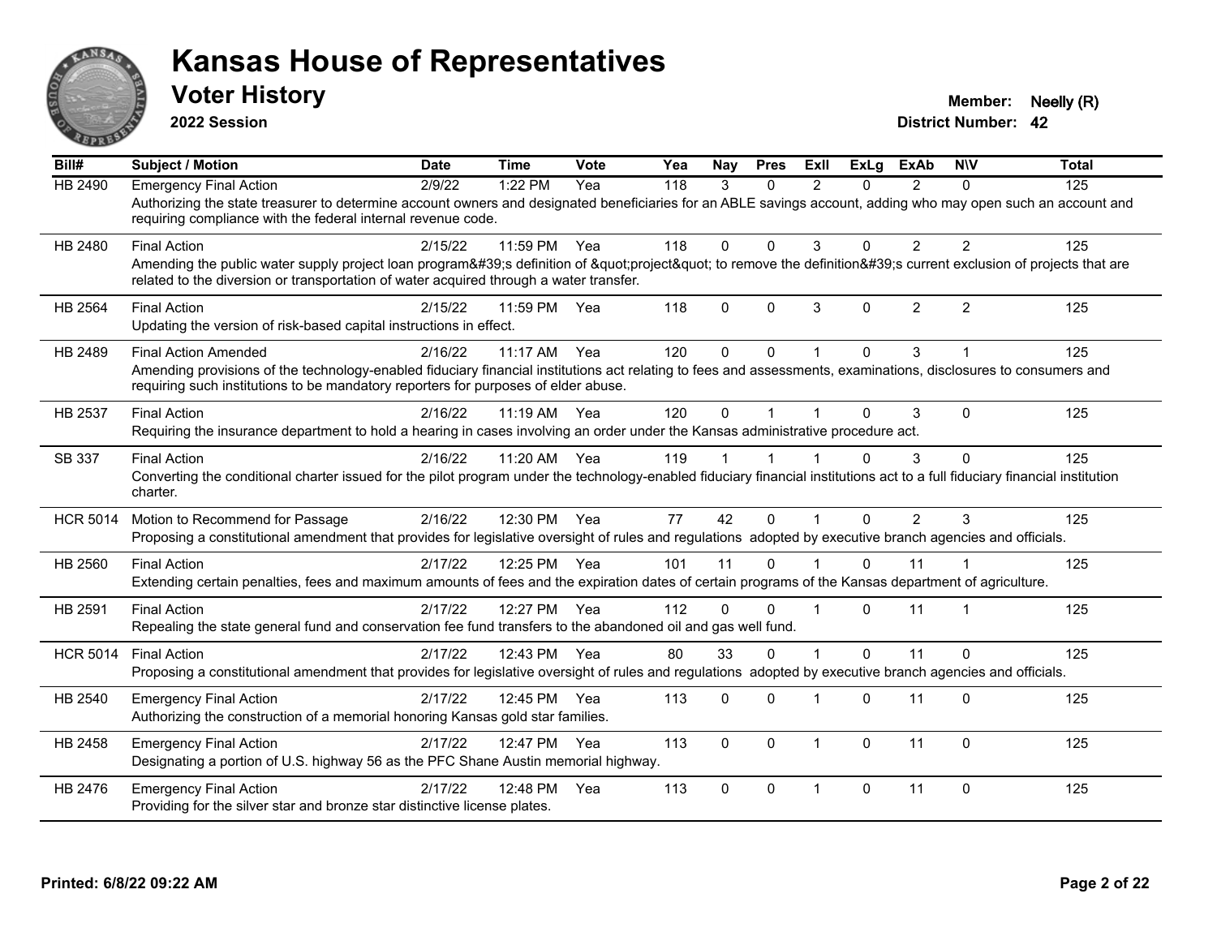# Kansas House of Representatives

## Voter History

**2022 Session**

**Member:** Neelly (R)

**District Number:** 42

| Bill# | Subject / Motion | Date | Time | Vote | Yea | Nay | Pres | ExII | ExLg | ExAb | N\V | Total |
|---|---|---|---|---|---|---|---|---|---|---|---|---|
| HB 2490 | Emergency Final Action | 2/9/22 | 1:22 PM | Yea | 118 | 3 | 0 | 2 | 0 | 2 | 0 | 125 |
| | Authorizing the state treasurer to determine account owners and designated beneficiaries for an ABLE savings account, adding who may open such an account and requiring compliance with the federal internal revenue code. | | | | | | | | | | | |
| HB 2480 | Final Action | 2/15/22 | 11:59 PM | Yea | 118 | 0 | 0 | 3 | 0 | 2 | 2 | 125 |
| | Amending the public water supply project loan program&#39;s definition of &quot;project&quot; to remove the definition&#39;s current exclusion of projects that are related to the diversion or transportation of water acquired through a water transfer. | | | | | | | | | | | |
| HB 2564 | Final Action | 2/15/22 | 11:59 PM | Yea | 118 | 0 | 0 | 3 | 0 | 2 | 2 | 125 |
| | Updating the version of risk-based capital instructions in effect. | | | | | | | | | | | |
| HB 2489 | Final Action Amended | 2/16/22 | 11:17 AM | Yea | 120 | 0 | 0 | 1 | 0 | 3 | 1 | 125 |
| | Amending provisions of the technology-enabled fiduciary financial institutions act relating to fees and assessments, examinations, disclosures to consumers and requiring such institutions to be mandatory reporters for purposes of elder abuse. | | | | | | | | | | | |
| HB 2537 | Final Action | 2/16/22 | 11:19 AM | Yea | 120 | 0 | 1 | 1 | 0 | 3 | 0 | 125 |
| | Requiring the insurance department to hold a hearing in cases involving an order under the Kansas administrative procedure act. | | | | | | | | | | | |
| SB 337 | Final Action | 2/16/22 | 11:20 AM | Yea | 119 | 1 | 1 | 1 | 0 | 3 | 0 | 125 |
| | Converting the conditional charter issued for the pilot program under the technology-enabled fiduciary financial institutions act to a full fiduciary financial institution charter. | | | | | | | | | | | |
| HCR 5014 | Motion to Recommend for Passage | 2/16/22 | 12:30 PM | Yea | 77 | 42 | 0 | 1 | 0 | 2 | 3 | 125 |
| | Proposing a constitutional amendment that provides for legislative oversight of rules and regulations adopted by executive branch agencies and officials. | | | | | | | | | | | |
| HB 2560 | Final Action | 2/17/22 | 12:25 PM | Yea | 101 | 11 | 0 | 1 | 0 | 11 | 1 | 125 |
| | Extending certain penalties, fees and maximum amounts of fees and the expiration dates of certain programs of the Kansas department of agriculture. | | | | | | | | | | | |
| HB 2591 | Final Action | 2/17/22 | 12:27 PM | Yea | 112 | 0 | 0 | 1 | 0 | 11 | 1 | 125 |
| | Repealing the state general fund and conservation fee fund transfers to the abandoned oil and gas well fund. | | | | | | | | | | | |
| HCR 5014 | Final Action | 2/17/22 | 12:43 PM | Yea | 80 | 33 | 0 | 1 | 0 | 11 | 0 | 125 |
| | Proposing a constitutional amendment that provides for legislative oversight of rules and regulations adopted by executive branch agencies and officials. | | | | | | | | | | | |
| HB 2540 | Emergency Final Action | 2/17/22 | 12:45 PM | Yea | 113 | 0 | 0 | 1 | 0 | 11 | 0 | 125 |
| | Authorizing the construction of a memorial honoring Kansas gold star families. | | | | | | | | | | | |
| HB 2458 | Emergency Final Action | 2/17/22 | 12:47 PM | Yea | 113 | 0 | 0 | 1 | 0 | 11 | 0 | 125 |
| | Designating a portion of U.S. highway 56 as the PFC Shane Austin memorial highway. | | | | | | | | | | | |
| HB 2476 | Emergency Final Action | 2/17/22 | 12:48 PM | Yea | 113 | 0 | 0 | 1 | 0 | 11 | 0 | 125 |
| | Providing for the silver star and bronze star distinctive license plates. | | | | | | | | | | | |

**Printed: 6/8/22 09:22 AM**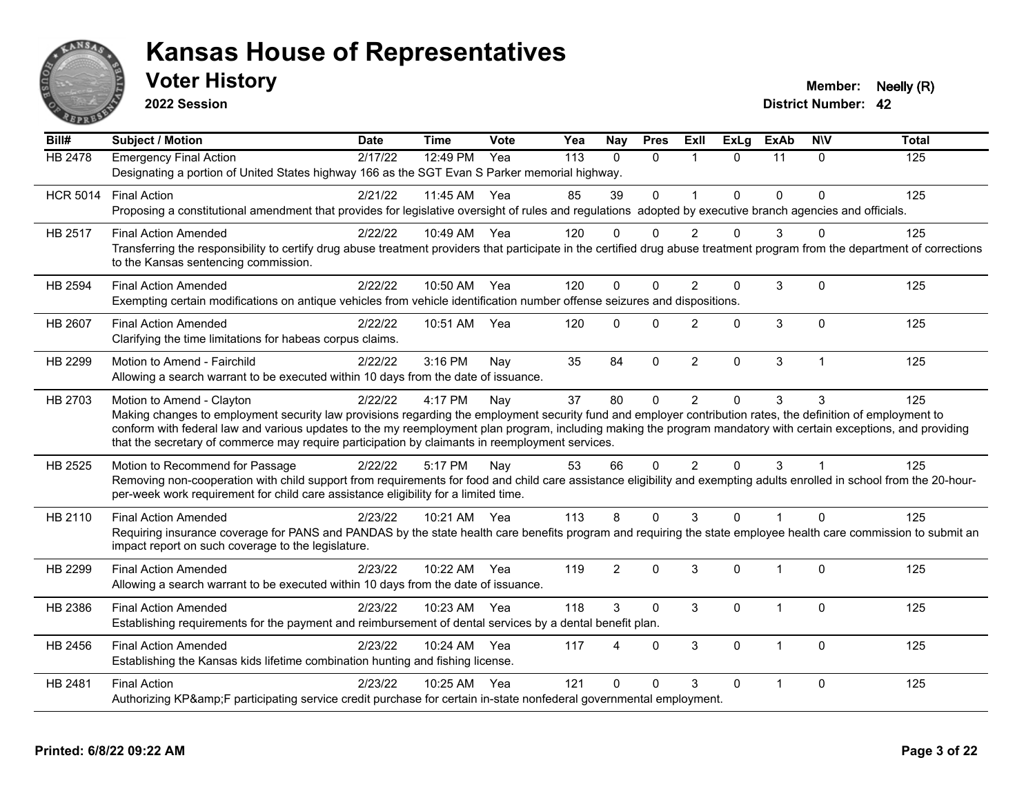# Kansas House of Representatives

## Voter History

**2022 Session**

**Member:** Neelly (R)
**District Number:** 42

| Bill# | Subject / Motion | Date | Time | Vote | Yea | Nay | Pres | ExII | ExLg | ExAb | N\V | Total |
|---|---|---|---|---|---|---|---|---|---|---|---|---|
| HB 2478 | Emergency Final Action<br>Designating a portion of United States highway 166 as the SGT Evan S Parker memorial highway. | 2/17/22 | 12:49 PM | Yea | 113 | 0 | 0 | 1 | 0 | 11 | 0 | 125 |
| HCR 5014 | Final Action<br>Proposing a constitutional amendment that provides for legislative oversight of rules and regulations adopted by executive branch agencies and officials. | 2/21/22 | 11:45 AM | Yea | 85 | 39 | 0 | 1 | 0 | 0 | 0 | 125 |
| HB 2517 | Final Action Amended<br>Transferring the responsibility to certify drug abuse treatment providers that participate in the certified drug abuse treatment program from the department of corrections to the Kansas sentencing commission. | 2/22/22 | 10:49 AM | Yea | 120 | 0 | 0 | 2 | 0 | 3 | 0 | 125 |
| HB 2594 | Final Action Amended<br>Exempting certain modifications on antique vehicles from vehicle identification number offense seizures and dispositions. | 2/22/22 | 10:50 AM | Yea | 120 | 0 | 0 | 2 | 0 | 3 | 0 | 125 |
| HB 2607 | Final Action Amended<br>Clarifying the time limitations for habeas corpus claims. | 2/22/22 | 10:51 AM | Yea | 120 | 0 | 0 | 2 | 0 | 3 | 0 | 125 |
| HB 2299 | Motion to Amend - Fairchild<br>Allowing a search warrant to be executed within 10 days from the date of issuance. | 2/22/22 | 3:16 PM | Nay | 35 | 84 | 0 | 2 | 0 | 3 | 1 | 125 |
| HB 2703 | Motion to Amend - Clayton<br>Making changes to employment security law provisions regarding the employment security fund and employer contribution rates, the definition of employment to conform with federal law and various updates to the my reemployment plan program, including making the program mandatory with certain exceptions, and providing that the secretary of commerce may require participation by claimants in reemployment services. | 2/22/22 | 4:17 PM | Nay | 37 | 80 | 0 | 2 | 0 | 3 | 3 | 125 |
| HB 2525 | Motion to Recommend for Passage<br>Removing non-cooperation with child support from requirements for food and child care assistance eligibility and exempting adults enrolled in school from the 20-hour-per-week work requirement for child care assistance eligibility for a limited time. | 2/22/22 | 5:17 PM | Nay | 53 | 66 | 0 | 2 | 0 | 3 | 1 | 125 |
| HB 2110 | Final Action Amended<br>Requiring insurance coverage for PANS and PANDAS by the state health care benefits program and requiring the state employee health care commission to submit an impact report on such coverage to the legislature. | 2/23/22 | 10:21 AM | Yea | 113 | 8 | 0 | 3 | 0 | 1 | 0 | 125 |
| HB 2299 | Final Action Amended<br>Allowing a search warrant to be executed within 10 days from the date of issuance. | 2/23/22 | 10:22 AM | Yea | 119 | 2 | 0 | 3 | 0 | 1 | 0 | 125 |
| HB 2386 | Final Action Amended<br>Establishing requirements for the payment and reimbursement of dental services by a dental benefit plan. | 2/23/22 | 10:23 AM | Yea | 118 | 3 | 0 | 3 | 0 | 1 | 0 | 125 |
| HB 2456 | Final Action Amended<br>Establishing the Kansas kids lifetime combination hunting and fishing license. | 2/23/22 | 10:24 AM | Yea | 117 | 4 | 0 | 3 | 0 | 1 | 0 | 125 |
| HB 2481 | Final Action<br>Authorizing KP&amp;F participating service credit purchase for certain in-state nonfederal governmental employment. | 2/23/22 | 10:25 AM | Yea | 121 | 0 | 0 | 3 | 0 | 1 | 0 | 125 |

**Printed: 6/8/22 09:22 AM**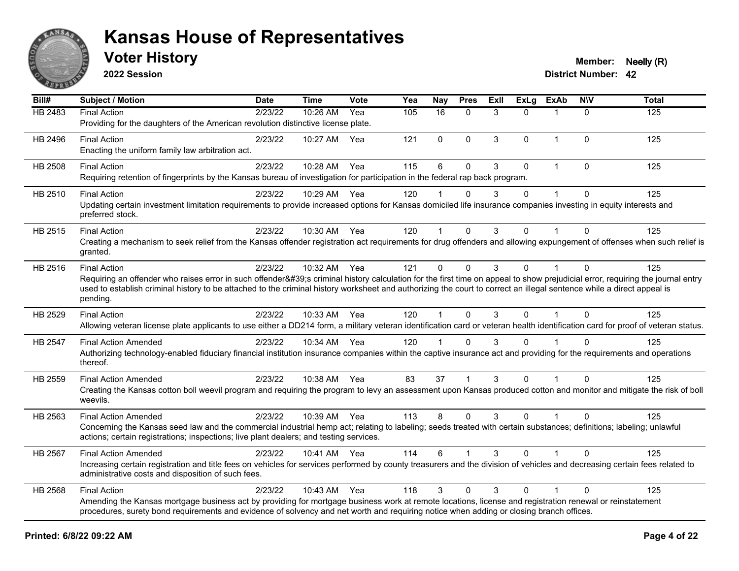# Kansas House of Representatives

## Voter History

**2022 Session**

**Member:** Neelly (R)
**District Number:** 42

| Bill# | Subject / Motion | Date | Time | Vote | Yea | Nay | Pres | ExII | ExLg | ExAb | N\V | Total |
|---|---|---|---|---|---|---|---|---|---|---|---|---|
| HB 2483 | Final Action | 2/23/22 | 10:26 AM | Yea | 105 | 16 | 0 | 3 | 0 | 1 | 0 | 125 |
| | Providing for the daughters of the American revolution distinctive license plate. | | | | | | | | | | | |
| HB 2496 | Final Action | 2/23/22 | 10:27 AM | Yea | 121 | 0 | 0 | 3 | 0 | 1 | 0 | 125 |
| | Enacting the uniform family law arbitration act. | | | | | | | | | | | |
| HB 2508 | Final Action | 2/23/22 | 10:28 AM | Yea | 115 | 6 | 0 | 3 | 0 | 1 | 0 | 125 |
| | Requiring retention of fingerprints by the Kansas bureau of investigation for participation in the federal rap back program. | | | | | | | | | | | |
| HB 2510 | Final Action | 2/23/22 | 10:29 AM | Yea | 120 | 1 | 0 | 3 | 0 | 1 | 0 | 125 |
| | Updating certain investment limitation requirements to provide increased options for Kansas domiciled life insurance companies investing in equity interests and preferred stock. | | | | | | | | | | | |
| HB 2515 | Final Action | 2/23/22 | 10:30 AM | Yea | 120 | 1 | 0 | 3 | 0 | 1 | 0 | 125 |
| | Creating a mechanism to seek relief from the Kansas offender registration act requirements for drug offenders and allowing expungement of offenses when such relief is granted. | | | | | | | | | | | |
| HB 2516 | Final Action | 2/23/22 | 10:32 AM | Yea | 121 | 0 | 0 | 3 | 0 | 1 | 0 | 125 |
| | Requiring an offender who raises error in such offender&#39;s criminal history calculation for the first time on appeal to show prejudicial error, requiring the journal entry used to establish criminal history to be attached to the criminal history worksheet and authorizing the court to correct an illegal sentence while a direct appeal is pending. | | | | | | | | | | | |
| HB 2529 | Final Action | 2/23/22 | 10:33 AM | Yea | 120 | 1 | 0 | 3 | 0 | 1 | 0 | 125 |
| | Allowing veteran license plate applicants to use either a DD214 form, a military veteran identification card or veteran health identification card for proof of veteran status. | | | | | | | | | | | |
| HB 2547 | Final Action Amended | 2/23/22 | 10:34 AM | Yea | 120 | 1 | 0 | 3 | 0 | 1 | 0 | 125 |
| | Authorizing technology-enabled fiduciary financial institution insurance companies within the captive insurance act and providing for the requirements and operations thereof. | | | | | | | | | | | |
| HB 2559 | Final Action Amended | 2/23/22 | 10:38 AM | Yea | 83 | 37 | 1 | 3 | 0 | 1 | 0 | 125 |
| | Creating the Kansas cotton boll weevil program and requiring the program to levy an assessment upon Kansas produced cotton and monitor and mitigate the risk of boll weevils. | | | | | | | | | | | |
| HB 2563 | Final Action Amended | 2/23/22 | 10:39 AM | Yea | 113 | 8 | 0 | 3 | 0 | 1 | 0 | 125 |
| | Concerning the Kansas seed law and the commercial industrial hemp act; relating to labeling; seeds treated with certain substances; definitions; labeling; unlawful actions; certain registrations; inspections; live plant dealers; and testing services. | | | | | | | | | | | |
| HB 2567 | Final Action Amended | 2/23/22 | 10:41 AM | Yea | 114 | 6 | 1 | 3 | 0 | 1 | 0 | 125 |
| | Increasing certain registration and title fees on vehicles for services performed by county treasurers and the division of vehicles and decreasing certain fees related to administrative costs and disposition of such fees. | | | | | | | | | | | |
| HB 2568 | Final Action | 2/23/22 | 10:43 AM | Yea | 118 | 3 | 0 | 3 | 0 | 1 | 0 | 125 |
| | Amending the Kansas mortgage business act by providing for mortgage business work at remote locations, license and registration renewal or reinstatement procedures, surety bond requirements and evidence of solvency and net worth and requiring notice when adding or closing branch offices. | | | | | | | | | | | |

**Printed: 6/8/22 09:22 AM**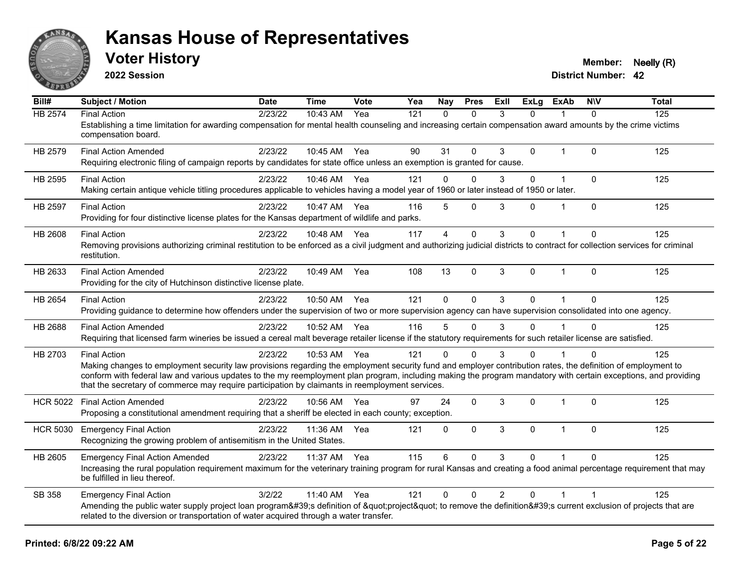# Kansas House of Representatives

## Voter History

**2022 Session**

**Member:** Neelly (R)
**District Number:** 42

| Bill# | Subject / Motion | Date | Time | Vote | Yea | Nay | Pres | ExII | ExLg | ExAb | N\V | Total |
|---|---|---|---|---|---|---|---|---|---|---|---|---|
| HB 2574 | Final Action | 2/23/22 | 10:43 AM | Yea | 121 | 0 | 0 | 3 | 0 | 1 | 0 | 125 |
| | Establishing a time limitation for awarding compensation for mental health counseling and increasing certain compensation award amounts by the crime victims compensation board. | | | | | | | | | | | |
| HB 2579 | Final Action Amended | 2/23/22 | 10:45 AM | Yea | 90 | 31 | 0 | 3 | 0 | 1 | 0 | 125 |
| | Requiring electronic filing of campaign reports by candidates for state office unless an exemption is granted for cause. | | | | | | | | | | | |
| HB 2595 | Final Action | 2/23/22 | 10:46 AM | Yea | 121 | 0 | 0 | 3 | 0 | 1 | 0 | 125 |
| | Making certain antique vehicle titling procedures applicable to vehicles having a model year of 1960 or later instead of 1950 or later. | | | | | | | | | | | |
| HB 2597 | Final Action | 2/23/22 | 10:47 AM | Yea | 116 | 5 | 0 | 3 | 0 | 1 | 0 | 125 |
| | Providing for four distinctive license plates for the Kansas department of wildlife and parks. | | | | | | | | | | | |
| HB 2608 | Final Action | 2/23/22 | 10:48 AM | Yea | 117 | 4 | 0 | 3 | 0 | 1 | 0 | 125 |
| | Removing provisions authorizing criminal restitution to be enforced as a civil judgment and authorizing judicial districts to contract for collection services for criminal restitution. | | | | | | | | | | | |
| HB 2633 | Final Action Amended | 2/23/22 | 10:49 AM | Yea | 108 | 13 | 0 | 3 | 0 | 1 | 0 | 125 |
| | Providing for the city of Hutchinson distinctive license plate. | | | | | | | | | | | |
| HB 2654 | Final Action | 2/23/22 | 10:50 AM | Yea | 121 | 0 | 0 | 3 | 0 | 1 | 0 | 125 |
| | Providing guidance to determine how offenders under the supervision of two or more supervision agency can have supervision consolidated into one agency. | | | | | | | | | | | |
| HB 2688 | Final Action Amended | 2/23/22 | 10:52 AM | Yea | 116 | 5 | 0 | 3 | 0 | 1 | 0 | 125 |
| | Requiring that licensed farm wineries be issued a cereal malt beverage retailer license if the statutory requirements for such retailer license are satisfied. | | | | | | | | | | | |
| HB 2703 | Final Action | 2/23/22 | 10:53 AM | Yea | 121 | 0 | 0 | 3 | 0 | 1 | 0 | 125 |
| | Making changes to employment security law provisions regarding the employment security fund and employer contribution rates, the definition of employment to conform with federal law and various updates to the my reemployment plan program, including making the program mandatory with certain exceptions, and providing that the secretary of commerce may require participation by claimants in reemployment services. | | | | | | | | | | | |
| HCR 5022 | Final Action Amended | 2/23/22 | 10:56 AM | Yea | 97 | 24 | 0 | 3 | 0 | 1 | 0 | 125 |
| | Proposing a constitutional amendment requiring that a sheriff be elected in each county; exception. | | | | | | | | | | | |
| HCR 5030 | Emergency Final Action | 2/23/22 | 11:36 AM | Yea | 121 | 0 | 0 | 3 | 0 | 1 | 0 | 125 |
| | Recognizing the growing problem of antisemitism in the United States. | | | | | | | | | | | |
| HB 2605 | Emergency Final Action Amended | 2/23/22 | 11:37 AM | Yea | 115 | 6 | 0 | 3 | 0 | 1 | 0 | 125 |
| | Increasing the rural population requirement maximum for the veterinary training program for rural Kansas and creating a food animal percentage requirement that may be fulfilled in lieu thereof. | | | | | | | | | | | |
| SB 358 | Emergency Final Action | 3/2/22 | 11:40 AM | Yea | 121 | 0 | 0 | 2 | 0 | 1 | 1 | 125 |
| | Amending the public water supply project loan program&#39;s definition of &quot;project&quot; to remove the definition&#39;s current exclusion of projects that are related to the diversion or transportation of water acquired through a water transfer. | | | | | | | | | | | |

Printed: 6/8/22 09:22 AM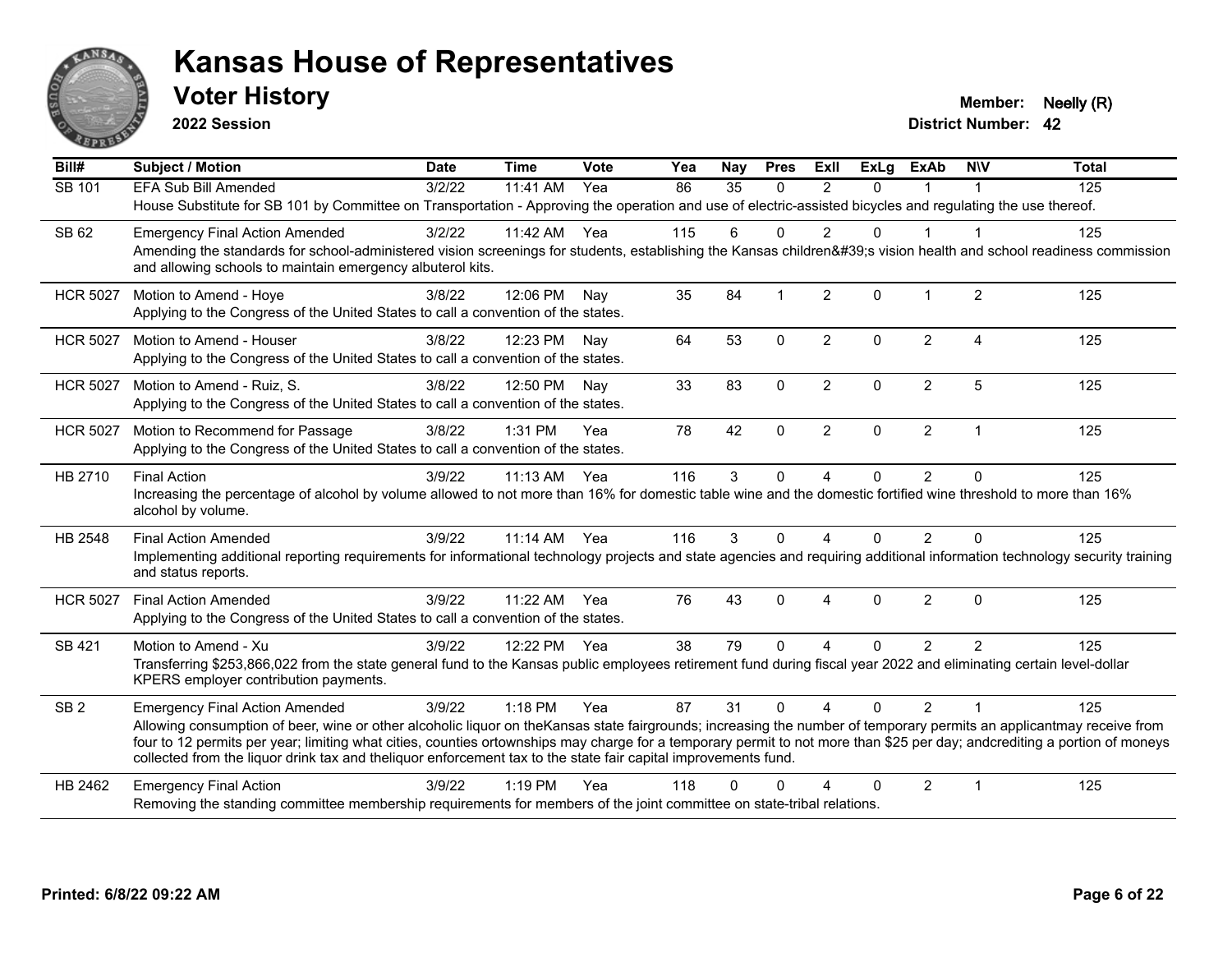# Kansas House of Representatives

## Voter History

**2022 Session**

**Member:** Neelly (R)
**District Number:** 42

| Bill# | Subject / Motion | Date | Time | Vote | Yea | Nay | Pres | ExII | ExLg | ExAb | N\V | Total |
|---|---|---|---|---|---|---|---|---|---|---|---|---|
| SB 101 | EFA Sub Bill Amended | 3/2/22 | 11:41 AM | Yea | 86 | 35 | 0 | 2 | 0 | 1 | 1 | 125 |
| | House Substitute for SB 101 by Committee on Transportation - Approving the operation and use of electric-assisted bicycles and regulating the use thereof. | | | | | | | | | | | |
| SB 62 | Emergency Final Action Amended | 3/2/22 | 11:42 AM | Yea | 115 | 6 | 0 | 2 | 0 | 1 | 1 | 125 |
| | Amending the standards for school-administered vision screenings for students, establishing the Kansas children&#39;s vision health and school readiness commission and allowing schools to maintain emergency albuterol kits. | | | | | | | | | | | |
| HCR 5027 | Motion to Amend - Hoye | 3/8/22 | 12:06 PM | Nay | 35 | 84 | 1 | 2 | 0 | 1 | 2 | 125 |
| | Applying to the Congress of the United States to call a convention of the states. | | | | | | | | | | | |
| HCR 5027 | Motion to Amend - Houser | 3/8/22 | 12:23 PM | Nay | 64 | 53 | 0 | 2 | 0 | 2 | 4 | 125 |
| | Applying to the Congress of the United States to call a convention of the states. | | | | | | | | | | | |
| HCR 5027 | Motion to Amend - Ruiz, S. | 3/8/22 | 12:50 PM | Nay | 33 | 83 | 0 | 2 | 0 | 2 | 5 | 125 |
| | Applying to the Congress of the United States to call a convention of the states. | | | | | | | | | | | |
| HCR 5027 | Motion to Recommend for Passage | 3/8/22 | 1:31 PM | Yea | 78 | 42 | 0 | 2 | 0 | 2 | 1 | 125 |
| | Applying to the Congress of the United States to call a convention of the states. | | | | | | | | | | | |
| HB 2710 | Final Action | 3/9/22 | 11:13 AM | Yea | 116 | 3 | 0 | 4 | 0 | 2 | 0 | 125 |
| | Increasing the percentage of alcohol by volume allowed to not more than 16% for domestic table wine and the domestic fortified wine threshold to more than 16% alcohol by volume. | | | | | | | | | | | |
| HB 2548 | Final Action Amended | 3/9/22 | 11:14 AM | Yea | 116 | 3 | 0 | 4 | 0 | 2 | 0 | 125 |
| | Implementing additional reporting requirements for informational technology projects and state agencies and requiring additional information technology security training and status reports. | | | | | | | | | | | |
| HCR 5027 | Final Action Amended | 3/9/22 | 11:22 AM | Yea | 76 | 43 | 0 | 4 | 0 | 2 | 0 | 125 |
| | Applying to the Congress of the United States to call a convention of the states. | | | | | | | | | | | |
| SB 421 | Motion to Amend - Xu | 3/9/22 | 12:22 PM | Yea | 38 | 79 | 0 | 4 | 0 | 2 | 2 | 125 |
| | Transferring $253,866,022 from the state general fund to the Kansas public employees retirement fund during fiscal year 2022 and eliminating certain level-dollar KPERS employer contribution payments. | | | | | | | | | | | |
| SB 2 | Emergency Final Action Amended | 3/9/22 | 1:18 PM | Yea | 87 | 31 | 0 | 4 | 0 | 2 | 1 | 125 |
| | Allowing consumption of beer, wine or other alcoholic liquor on theKansas state fairgrounds; increasing the number of temporary permits an applicantmay receive from four to 12 permits per year; limiting what cities, counties ortownships may charge for a temporary permit to not more than $25 per day; andcrediting a portion of moneys collected from the liquor drink tax and theliquor enforcement tax to the state fair capital improvements fund. | | | | | | | | | | | |
| HB 2462 | Emergency Final Action | 3/9/22 | 1:19 PM | Yea | 118 | 0 | 0 | 4 | 0 | 2 | 1 | 125 |
| | Removing the standing committee membership requirements for members of the joint committee on state-tribal relations. | | | | | | | | | | | |

**Printed: 6/8/22 09:22 AM**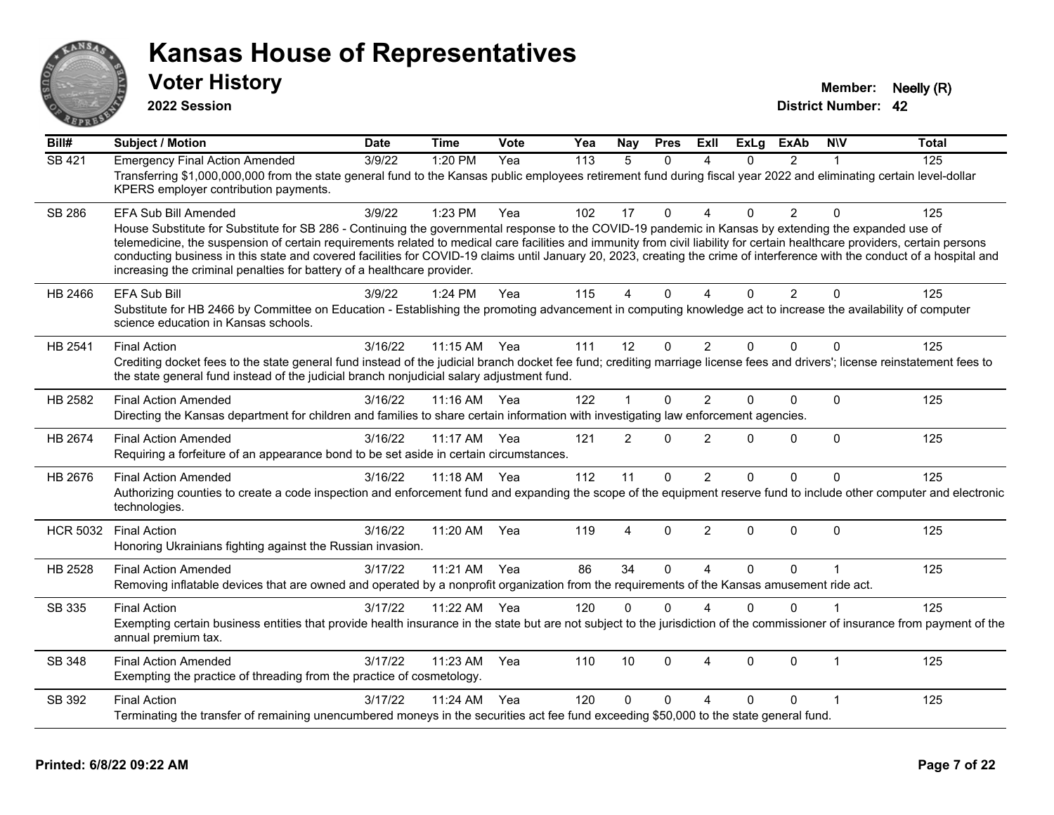# Kansas House of Representatives

## Voter History

**2022 Session**

**Member:** Neelly (R)
**District Number:** 42

| Bill# | Subject / Motion | Date | Time | Vote | Yea | Nay | Pres | ExII | ExLg | ExAb | N\V | Total |
|---|---|---|---|---|---|---|---|---|---|---|---|---|
| SB 421 | Emergency Final Action Amended | 3/9/22 | 1:20 PM | Yea | 113 | 5 | 0 | 4 | 0 | 2 | 1 | 125 |
| | Transferring $1,000,000,000 from the state general fund to the Kansas public employees retirement fund during fiscal year 2022 and eliminating certain level-dollar KPERS employer contribution payments. | | | | | | | | | | | |
| SB 286 | EFA Sub Bill Amended | 3/9/22 | 1:23 PM | Yea | 102 | 17 | 0 | 4 | 0 | 2 | 0 | 125 |
| | House Substitute for Substitute for SB 286 - Continuing the governmental response to the COVID-19 pandemic in Kansas by extending the expanded use of telemedicine, the suspension of certain requirements related to medical care facilities and immunity from civil liability for certain healthcare providers, certain persons conducting business in this state and covered facilities for COVID-19 claims until January 20, 2023, creating the crime of interference with the conduct of a hospital and increasing the criminal penalties for battery of a healthcare provider. | | | | | | | | | | | |
| HB 2466 | EFA Sub Bill | 3/9/22 | 1:24 PM | Yea | 115 | 4 | 0 | 4 | 0 | 2 | 0 | 125 |
| | Substitute for HB 2466 by Committee on Education - Establishing the promoting advancement in computing knowledge act to increase the availability of computer science education in Kansas schools. | | | | | | | | | | | |
| HB 2541 | Final Action | 3/16/22 | 11:15 AM | Yea | 111 | 12 | 0 | 2 | 0 | 0 | 0 | 125 |
| | Crediting docket fees to the state general fund instead of the judicial branch docket fee fund; crediting marriage license fees and drivers'; license reinstatement fees to the state general fund instead of the judicial branch nonjudicial salary adjustment fund. | | | | | | | | | | | |
| HB 2582 | Final Action Amended | 3/16/22 | 11:16 AM | Yea | 122 | 1 | 0 | 2 | 0 | 0 | 0 | 125 |
| | Directing the Kansas department for children and families to share certain information with investigating law enforcement agencies. | | | | | | | | | | | |
| HB 2674 | Final Action Amended | 3/16/22 | 11:17 AM | Yea | 121 | 2 | 0 | 2 | 0 | 0 | 0 | 125 |
| | Requiring a forfeiture of an appearance bond to be set aside in certain circumstances. | | | | | | | | | | | |
| HB 2676 | Final Action Amended | 3/16/22 | 11:18 AM | Yea | 112 | 11 | 0 | 2 | 0 | 0 | 0 | 125 |
| | Authorizing counties to create a code inspection and enforcement fund and expanding the scope of the equipment reserve fund to include other computer and electronic technologies. | | | | | | | | | | | |
| HCR 5032 | Final Action | 3/16/22 | 11:20 AM | Yea | 119 | 4 | 0 | 2 | 0 | 0 | 0 | 125 |
| | Honoring Ukrainians fighting against the Russian invasion. | | | | | | | | | | | |
| HB 2528 | Final Action Amended | 3/17/22 | 11:21 AM | Yea | 86 | 34 | 0 | 4 | 0 | 0 | 1 | 125 |
| | Removing inflatable devices that are owned and operated by a nonprofit organization from the requirements of the Kansas amusement ride act. | | | | | | | | | | | |
| SB 335 | Final Action | 3/17/22 | 11:22 AM | Yea | 120 | 0 | 0 | 4 | 0 | 0 | 1 | 125 |
| | Exempting certain business entities that provide health insurance in the state but are not subject to the jurisdiction of the commissioner of insurance from payment of the annual premium tax. | | | | | | | | | | | |
| SB 348 | Final Action Amended | 3/17/22 | 11:23 AM | Yea | 110 | 10 | 0 | 4 | 0 | 0 | 1 | 125 |
| | Exempting the practice of threading from the practice of cosmetology. | | | | | | | | | | | |
| SB 392 | Final Action | 3/17/22 | 11:24 AM | Yea | 120 | 0 | 0 | 4 | 0 | 0 | 1 | 125 |
| | Terminating the transfer of remaining unencumbered moneys in the securities act fee fund exceeding $50,000 to the state general fund. | | | | | | | | | | | |

**Printed: 6/8/22 09:22 AM**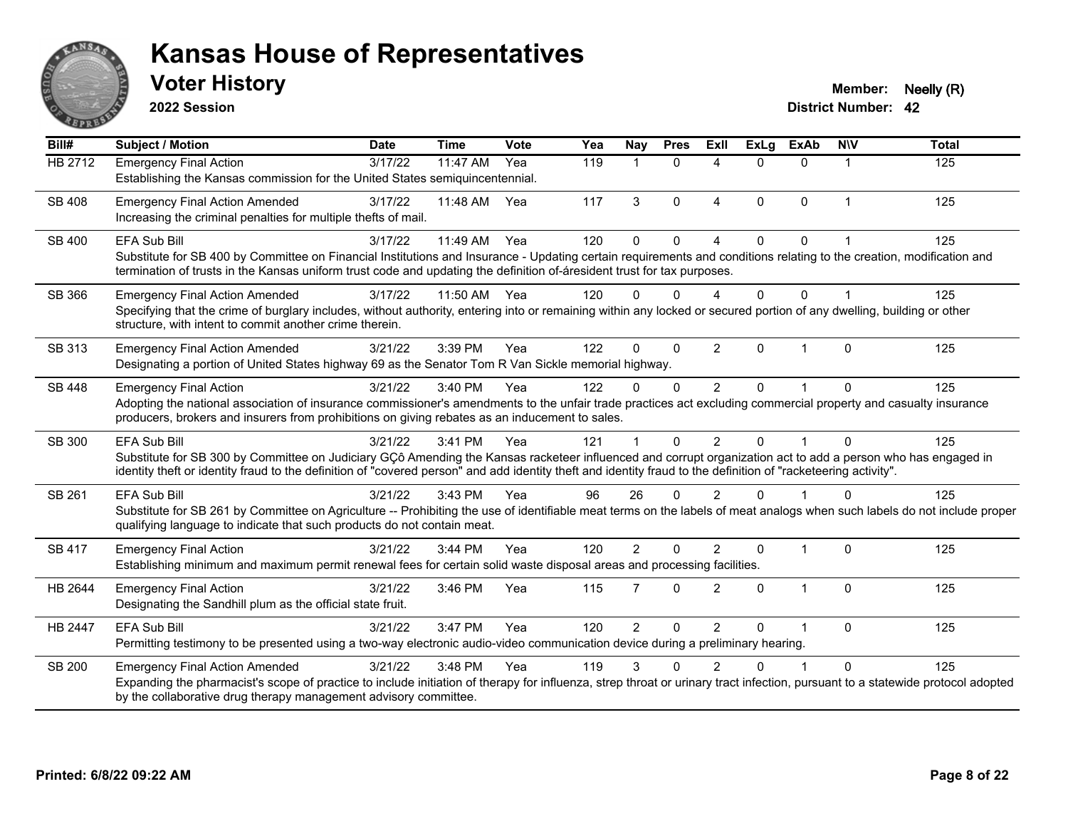# Kansas House of Representatives

## Voter History

**2022 Session**

**Member:** Neelly (R)
**District Number:** 42

| Bill# | Subject / Motion | Date | Time | Vote | Yea | Nay | Pres | ExII | ExLg | ExAb | N\V | Total |
|---|---|---|---|---|---|---|---|---|---|---|---|---|
| HB 2712 | Emergency Final Action<br>Establishing the Kansas commission for the United States semiquincentennial. | 3/17/22 | 11:47 AM | Yea | 119 | 1 | 0 | 4 | 0 | 0 | 1 | 125 |
| SB 408 | Emergency Final Action Amended<br>Increasing the criminal penalties for multiple thefts of mail. | 3/17/22 | 11:48 AM | Yea | 117 | 3 | 0 | 4 | 0 | 0 | 1 | 125 |
| SB 400 | EFA Sub Bill<br>Substitute for SB 400 by Committee on Financial Institutions and Insurance - Updating certain requirements and conditions relating to the creation, modification and termination of trusts in the Kansas uniform trust code and updating the definition of-áresident trust for tax purposes. | 3/17/22 | 11:49 AM | Yea | 120 | 0 | 0 | 4 | 0 | 0 | 1 | 125 |
| SB 366 | Emergency Final Action Amended<br>Specifying that the crime of burglary includes, without authority, entering into or remaining within any locked or secured portion of any dwelling, building or other structure, with intent to commit another crime therein. | 3/17/22 | 11:50 AM | Yea | 120 | 0 | 0 | 4 | 0 | 0 | 1 | 125 |
| SB 313 | Emergency Final Action Amended<br>Designating a portion of United States highway 69 as the Senator Tom R Van Sickle memorial highway. | 3/21/22 | 3:39 PM | Yea | 122 | 0 | 0 | 2 | 0 | 1 | 0 | 125 |
| SB 448 | Emergency Final Action<br>Adopting the national association of insurance commissioner's amendments to the unfair trade practices act excluding commercial property and casualty insurance producers, brokers and insurers from prohibitions on giving rebates as an inducement to sales. | 3/21/22 | 3:40 PM | Yea | 122 | 0 | 0 | 2 | 0 | 1 | 0 | 125 |
| SB 300 | EFA Sub Bill<br>Substitute for SB 300 by Committee on Judiciary GÇô Amending the Kansas racketeer influenced and corrupt organization act to add a person who has engaged in identity theft or identity fraud to the definition of "covered person" and add identity theft and identity fraud to the definition of "racketeering activity". | 3/21/22 | 3:41 PM | Yea | 121 | 1 | 0 | 2 | 0 | 1 | 0 | 125 |
| SB 261 | EFA Sub Bill<br>Substitute for SB 261 by Committee on Agriculture -- Prohibiting the use of identifiable meat terms on the labels of meat analogs when such labels do not include proper qualifying language to indicate that such products do not contain meat. | 3/21/22 | 3:43 PM | Yea | 96 | 26 | 0 | 2 | 0 | 1 | 0 | 125 |
| SB 417 | Emergency Final Action<br>Establishing minimum and maximum permit renewal fees for certain solid waste disposal areas and processing facilities. | 3/21/22 | 3:44 PM | Yea | 120 | 2 | 0 | 2 | 0 | 1 | 0 | 125 |
| HB 2644 | Emergency Final Action<br>Designating the Sandhill plum as the official state fruit. | 3/21/22 | 3:46 PM | Yea | 115 | 7 | 0 | 2 | 0 | 1 | 0 | 125 |
| HB 2447 | EFA Sub Bill<br>Permitting testimony to be presented using a two-way electronic audio-video communication device during a preliminary hearing. | 3/21/22 | 3:47 PM | Yea | 120 | 2 | 0 | 2 | 0 | 1 | 0 | 125 |
| SB 200 | Emergency Final Action Amended<br>Expanding the pharmacist's scope of practice to include initiation of therapy for influenza, strep throat or urinary tract infection, pursuant to a statewide protocol adopted by the collaborative drug therapy management advisory committee. | 3/21/22 | 3:48 PM | Yea | 119 | 3 | 0 | 2 | 0 | 1 | 0 | 125 |

**Printed: 6/8/22 09:22 AM**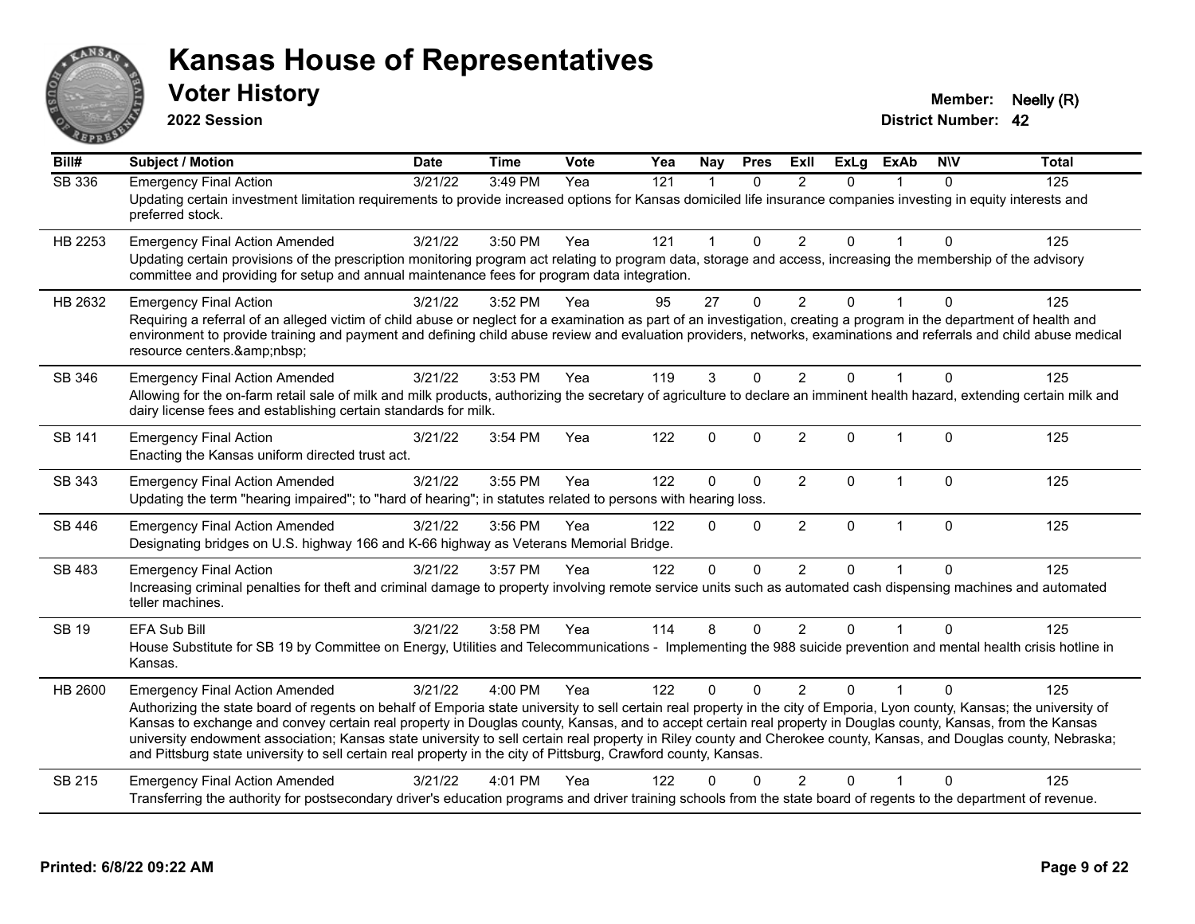# Kansas House of Representatives

## Voter History

**2022 Session**

**Member:** Neelly (R)
**District Number:** 42

| Bill# | Subject / Motion | Date | Time | Vote | Yea | Nay | Pres | ExII | ExLg | ExAb | N\V | Total |
|---|---|---|---|---|---|---|---|---|---|---|---|---|
| SB 336 | Emergency Final Action | 3/21/22 | 3:49 PM | Yea | 121 | 1 | 0 | 2 | 0 | 1 | 0 | 125 |
| | Updating certain investment limitation requirements to provide increased options for Kansas domiciled life insurance companies investing in equity interests and preferred stock. | | | | | | | | | | | |
| HB 2253 | Emergency Final Action Amended | 3/21/22 | 3:50 PM | Yea | 121 | 1 | 0 | 2 | 0 | 1 | 0 | 125 |
| | Updating certain provisions of the prescription monitoring program act relating to program data, storage and access, increasing the membership of the advisory committee and providing for setup and annual maintenance fees for program data integration. | | | | | | | | | | | |
| HB 2632 | Emergency Final Action | 3/21/22 | 3:52 PM | Yea | 95 | 27 | 0 | 2 | 0 | 1 | 0 | 125 |
| | Requiring a referral of an alleged victim of child abuse or neglect for a examination as part of an investigation, creating a program in the department of health and environment to provide training and payment and defining child abuse review and evaluation providers, networks, examinations and referrals and child abuse medical resource centers.&amp;nbsp; | | | | | | | | | | | |
| SB 346 | Emergency Final Action Amended | 3/21/22 | 3:53 PM | Yea | 119 | 3 | 0 | 2 | 0 | 1 | 0 | 125 |
| | Allowing for the on-farm retail sale of milk and milk products, authorizing the secretary of agriculture to declare an imminent health hazard, extending certain milk and dairy license fees and establishing certain standards for milk. | | | | | | | | | | | |
| SB 141 | Emergency Final Action | 3/21/22 | 3:54 PM | Yea | 122 | 0 | 0 | 2 | 0 | 1 | 0 | 125 |
| | Enacting the Kansas uniform directed trust act. | | | | | | | | | | | |
| SB 343 | Emergency Final Action Amended | 3/21/22 | 3:55 PM | Yea | 122 | 0 | 0 | 2 | 0 | 1 | 0 | 125 |
| | Updating the term "hearing impaired"; to "hard of hearing"; in statutes related to persons with hearing loss. | | | | | | | | | | | |
| SB 446 | Emergency Final Action Amended | 3/21/22 | 3:56 PM | Yea | 122 | 0 | 0 | 2 | 0 | 1 | 0 | 125 |
| | Designating bridges on U.S. highway 166 and K-66 highway as Veterans Memorial Bridge. | | | | | | | | | | | |
| SB 483 | Emergency Final Action | 3/21/22 | 3:57 PM | Yea | 122 | 0 | 0 | 2 | 0 | 1 | 0 | 125 |
| | Increasing criminal penalties for theft and criminal damage to property involving remote service units such as automated cash dispensing machines and automated teller machines. | | | | | | | | | | | |
| SB 19 | EFA Sub Bill | 3/21/22 | 3:58 PM | Yea | 114 | 8 | 0 | 2 | 0 | 1 | 0 | 125 |
| | House Substitute for SB 19 by Committee on Energy, Utilities and Telecommunications - Implementing the 988 suicide prevention and mental health crisis hotline in Kansas. | | | | | | | | | | | |
| HB 2600 | Emergency Final Action Amended | 3/21/22 | 4:00 PM | Yea | 122 | 0 | 0 | 2 | 0 | 1 | 0 | 125 |
| | Authorizing the state board of regents on behalf of Emporia state university to sell certain real property in the city of Emporia, Lyon county, Kansas; the university of Kansas to exchange and convey certain real property in Douglas county, Kansas, and to accept certain real property in Douglas county, Kansas, from the Kansas university endowment association; Kansas state university to sell certain real property in Riley county and Cherokee county, Kansas, and Douglas county, Nebraska; and Pittsburg state university to sell certain real property in the city of Pittsburg, Crawford county, Kansas. | | | | | | | | | | | |
| SB 215 | Emergency Final Action Amended | 3/21/22 | 4:01 PM | Yea | 122 | 0 | 0 | 2 | 0 | 1 | 0 | 125 |
| | Transferring the authority for postsecondary driver's education programs and driver training schools from the state board of regents to the department of revenue. | | | | | | | | | | | |

**Printed: 6/8/22 09:22 AM**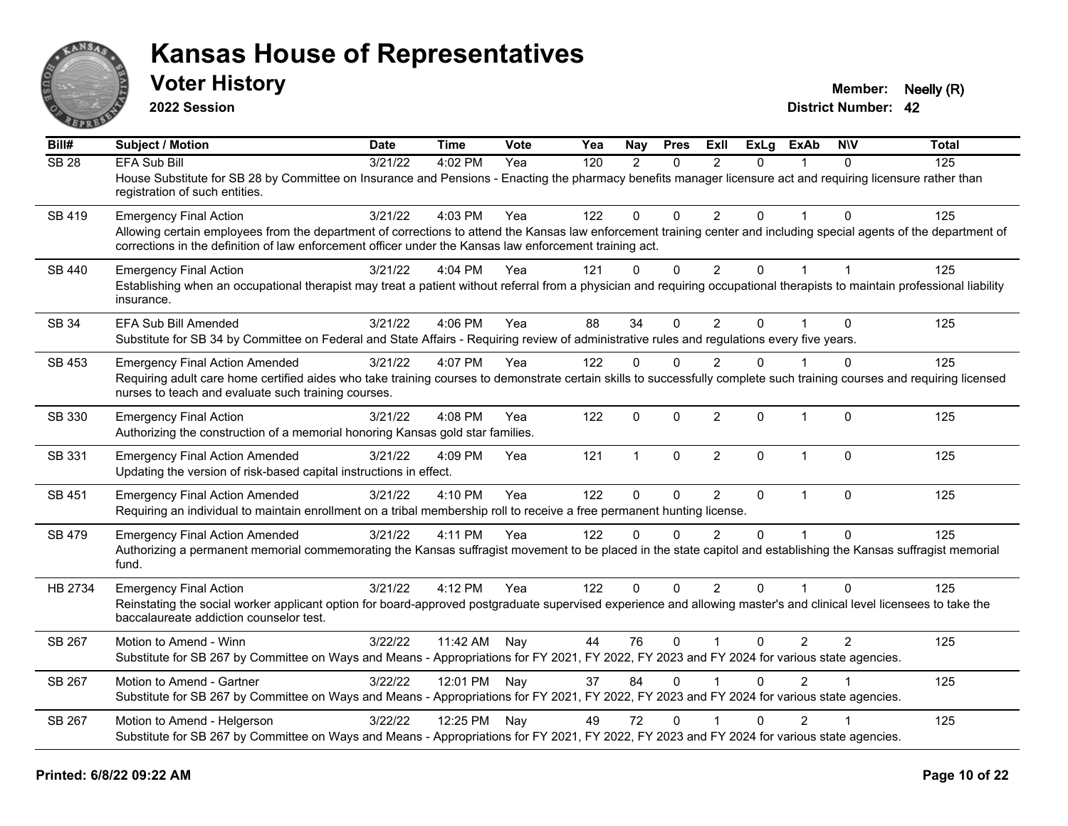# Kansas House of Representatives

## Voter History

**2022 Session**

**Member:** Neelly (R)
**District Number:** 42

| Bill# | Subject / Motion | Date | Time | Vote | Yea | Nay | Pres | ExII | ExLg | ExAb | N\V | Total |
|---|---|---|---|---|---|---|---|---|---|---|---|---|
| SB 28 | EFA Sub Bill | 3/21/22 | 4:02 PM | Yea | 120 | 2 | 0 | 2 | 0 | 1 | 0 | 125 |
| | House Substitute for SB 28 by Committee on Insurance and Pensions - Enacting the pharmacy benefits manager licensure act and requiring licensure rather than registration of such entities. | | | | | | | | | | | |
| SB 419 | Emergency Final Action | 3/21/22 | 4:03 PM | Yea | 122 | 0 | 0 | 2 | 0 | 1 | 0 | 125 |
| | Allowing certain employees from the department of corrections to attend the Kansas law enforcement training center and including special agents of the department of corrections in the definition of law enforcement officer under the Kansas law enforcement training act. | | | | | | | | | | | |
| SB 440 | Emergency Final Action | 3/21/22 | 4:04 PM | Yea | 121 | 0 | 0 | 2 | 0 | 1 | 1 | 125 |
| | Establishing when an occupational therapist may treat a patient without referral from a physician and requiring occupational therapists to maintain professional liability insurance. | | | | | | | | | | | |
| SB 34 | EFA Sub Bill Amended | 3/21/22 | 4:06 PM | Yea | 88 | 34 | 0 | 2 | 0 | 1 | 0 | 125 |
| | Substitute for SB 34 by Committee on Federal and State Affairs - Requiring review of administrative rules and regulations every five years. | | | | | | | | | | | |
| SB 453 | Emergency Final Action Amended | 3/21/22 | 4:07 PM | Yea | 122 | 0 | 0 | 2 | 0 | 1 | 0 | 125 |
| | Requiring adult care home certified aides who take training courses to demonstrate certain skills to successfully complete such training courses and requiring licensed nurses to teach and evaluate such training courses. | | | | | | | | | | | |
| SB 330 | Emergency Final Action | 3/21/22 | 4:08 PM | Yea | 122 | 0 | 0 | 2 | 0 | 1 | 0 | 125 |
| | Authorizing the construction of a memorial honoring Kansas gold star families. | | | | | | | | | | | |
| SB 331 | Emergency Final Action Amended | 3/21/22 | 4:09 PM | Yea | 121 | 1 | 0 | 2 | 0 | 1 | 0 | 125 |
| | Updating the version of risk-based capital instructions in effect. | | | | | | | | | | | |
| SB 451 | Emergency Final Action Amended | 3/21/22 | 4:10 PM | Yea | 122 | 0 | 0 | 2 | 0 | 1 | 0 | 125 |
| | Requiring an individual to maintain enrollment on a tribal membership roll to receive a free permanent hunting license. | | | | | | | | | | | |
| SB 479 | Emergency Final Action Amended | 3/21/22 | 4:11 PM | Yea | 122 | 0 | 0 | 2 | 0 | 1 | 0 | 125 |
| | Authorizing a permanent memorial commemorating the Kansas suffragist movement to be placed in the state capitol and establishing the Kansas suffragist memorial fund. | | | | | | | | | | | |
| HB 2734 | Emergency Final Action | 3/21/22 | 4:12 PM | Yea | 122 | 0 | 0 | 2 | 0 | 1 | 0 | 125 |
| | Reinstating the social worker applicant option for board-approved postgraduate supervised experience and allowing master's and clinical level licensees to take the baccalaureate addiction counselor test. | | | | | | | | | | | |
| SB 267 | Motion to Amend - Winn | 3/22/22 | 11:42 AM | Nay | 44 | 76 | 0 | 1 | 0 | 2 | 2 | 125 |
| | Substitute for SB 267 by Committee on Ways and Means - Appropriations for FY 2021, FY 2022, FY 2023 and FY 2024 for various state agencies. | | | | | | | | | | | |
| SB 267 | Motion to Amend - Gartner | 3/22/22 | 12:01 PM | Nay | 37 | 84 | 0 | 1 | 0 | 2 | 1 | 125 |
| | Substitute for SB 267 by Committee on Ways and Means - Appropriations for FY 2021, FY 2022, FY 2023 and FY 2024 for various state agencies. | | | | | | | | | | | |
| SB 267 | Motion to Amend - Helgerson | 3/22/22 | 12:25 PM | Nay | 49 | 72 | 0 | 1 | 0 | 2 | 1 | 125 |
| | Substitute for SB 267 by Committee on Ways and Means - Appropriations for FY 2021, FY 2022, FY 2023 and FY 2024 for various state agencies. | | | | | | | | | | | |

**Printed: 6/8/22 09:22 AM**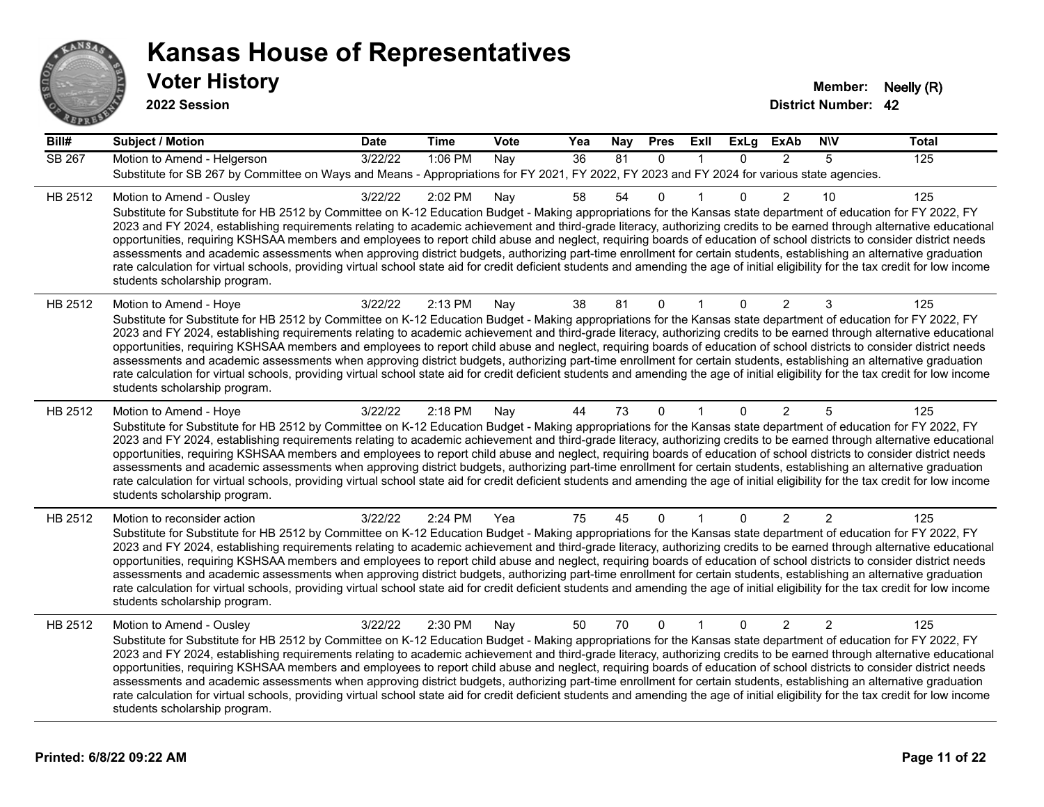# Kansas House of Representatives

## Voter History

**2022 Session**

**Member:** Neelly (R)
**District Number:** 42

| Bill# | Subject / Motion | Date | Time | Vote | Yea | Nay | Pres | ExII | ExLg | ExAb | N\V | Total |
|---|---|---|---|---|---|---|---|---|---|---|---|---|
| SB 267 | Motion to Amend - Helgerson | 3/22/22 | 1:06 PM | Nay | 36 | 81 | 0 | 1 | 0 | 2 | 5 | 125 |
| | Substitute for SB 267 by Committee on Ways and Means - Appropriations for FY 2021, FY 2022, FY 2023 and FY 2024 for various state agencies. | | | | | | | | | | | |
| HB 2512 | Motion to Amend - Ousley | 3/22/22 | 2:02 PM | Nay | 58 | 54 | 0 | 1 | 0 | 2 | 10 | 125 |
| | Substitute for Substitute for HB 2512 by Committee on K-12 Education Budget - Making appropriations for the Kansas state department of education for FY 2022, FY 2023 and FY 2024, establishing requirements relating to academic achievement and third-grade literacy, authorizing credits to be earned through alternative educational opportunities, requiring KSHSAA members and employees to report child abuse and neglect, requiring boards of education of school districts to consider district needs assessments and academic assessments when approving district budgets, authorizing part-time enrollment for certain students, establishing an alternative graduation rate calculation for virtual schools, providing virtual school state aid for credit deficient students and amending the age of initial eligibility for the tax credit for low income students scholarship program. | | | | | | | | | | | |
| HB 2512 | Motion to Amend - Hoye | 3/22/22 | 2:13 PM | Nay | 38 | 81 | 0 | 1 | 0 | 2 | 3 | 125 |
| | Substitute for Substitute for HB 2512 by Committee on K-12 Education Budget - Making appropriations for the Kansas state department of education for FY 2022, FY 2023 and FY 2024, establishing requirements relating to academic achievement and third-grade literacy, authorizing credits to be earned through alternative educational opportunities, requiring KSHSAA members and employees to report child abuse and neglect, requiring boards of education of school districts to consider district needs assessments and academic assessments when approving district budgets, authorizing part-time enrollment for certain students, establishing an alternative graduation rate calculation for virtual schools, providing virtual school state aid for credit deficient students and amending the age of initial eligibility for the tax credit for low income students scholarship program. | | | | | | | | | | | |
| HB 2512 | Motion to Amend - Hoye | 3/22/22 | 2:18 PM | Nay | 44 | 73 | 0 | 1 | 0 | 2 | 5 | 125 |
| | Substitute for Substitute for HB 2512 by Committee on K-12 Education Budget - Making appropriations for the Kansas state department of education for FY 2022, FY 2023 and FY 2024, establishing requirements relating to academic achievement and third-grade literacy, authorizing credits to be earned through alternative educational opportunities, requiring KSHSAA members and employees to report child abuse and neglect, requiring boards of education of school districts to consider district needs assessments and academic assessments when approving district budgets, authorizing part-time enrollment for certain students, establishing an alternative graduation rate calculation for virtual schools, providing virtual school state aid for credit deficient students and amending the age of initial eligibility for the tax credit for low income students scholarship program. | | | | | | | | | | | |
| HB 2512 | Motion to reconsider action | 3/22/22 | 2:24 PM | Yea | 75 | 45 | 0 | 1 | 0 | 2 | 2 | 125 |
| | Substitute for Substitute for HB 2512 by Committee on K-12 Education Budget - Making appropriations for the Kansas state department of education for FY 2022, FY 2023 and FY 2024, establishing requirements relating to academic achievement and third-grade literacy, authorizing credits to be earned through alternative educational opportunities, requiring KSHSAA members and employees to report child abuse and neglect, requiring boards of education of school districts to consider district needs assessments and academic assessments when approving district budgets, authorizing part-time enrollment for certain students, establishing an alternative graduation rate calculation for virtual schools, providing virtual school state aid for credit deficient students and amending the age of initial eligibility for the tax credit for low income students scholarship program. | | | | | | | | | | | |
| HB 2512 | Motion to Amend - Ousley | 3/22/22 | 2:30 PM | Nay | 50 | 70 | 0 | 1 | 0 | 2 | 2 | 125 |
| | Substitute for Substitute for HB 2512 by Committee on K-12 Education Budget - Making appropriations for the Kansas state department of education for FY 2022, FY 2023 and FY 2024, establishing requirements relating to academic achievement and third-grade literacy, authorizing credits to be earned through alternative educational opportunities, requiring KSHSAA members and employees to report child abuse and neglect, requiring boards of education of school districts to consider district needs assessments and academic assessments when approving district budgets, authorizing part-time enrollment for certain students, establishing an alternative graduation rate calculation for virtual schools, providing virtual school state aid for credit deficient students and amending the age of initial eligibility for the tax credit for low income students scholarship program. | | | | | | | | | | | |

**Printed: 6/8/22 09:22 AM**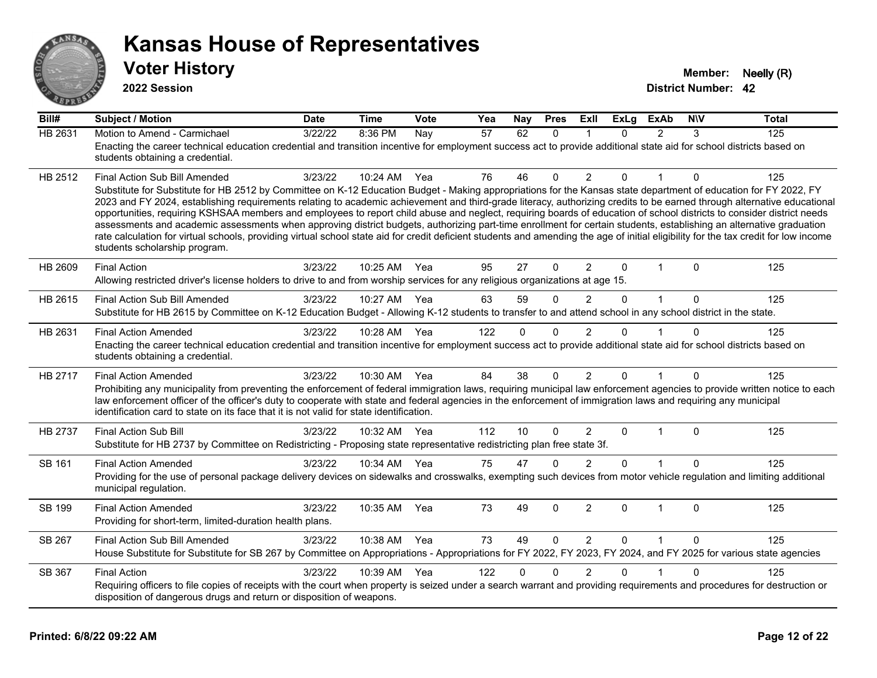# Kansas House of Representatives

## Voter History

**2022 Session**

**Member:** Neelly (R)
**District Number:** 42

| Bill# | Subject / Motion | Date | Time | Vote | Yea | Nay | Pres | ExII | ExLg | ExAb | N\V | Total |
|---|---|---|---|---|---|---|---|---|---|---|---|---|
| HB 2631 | Motion to Amend - Carmichael | 3/22/22 | 8:36 PM | Nay | 57 | 62 | 0 | 1 | 0 | 2 | 3 | 125 |
| | Enacting the career technical education credential and transition incentive for employment success act to provide additional state aid for school districts based on students obtaining a credential. | | | | | | | | | | | |
| HB 2512 | Final Action Sub Bill Amended | 3/23/22 | 10:24 AM | Yea | 76 | 46 | 0 | 2 | 0 | 1 | 0 | 125 |
| | Substitute for Substitute for HB 2512 by Committee on K-12 Education Budget - Making appropriations for the Kansas state department of education for FY 2022, FY 2023 and FY 2024, establishing requirements relating to academic achievement and third-grade literacy, authorizing credits to be earned through alternative educational opportunities, requiring KSHSAA members and employees to report child abuse and neglect, requiring boards of education of school districts to consider district needs assessments and academic assessments when approving district budgets, authorizing part-time enrollment for certain students, establishing an alternative graduation rate calculation for virtual schools, providing virtual school state aid for credit deficient students and amending the age of initial eligibility for the tax credit for low income students scholarship program. | | | | | | | | | | | |
| HB 2609 | Final Action | 3/23/22 | 10:25 AM | Yea | 95 | 27 | 0 | 2 | 0 | 1 | 0 | 125 |
| | Allowing restricted driver's license holders to drive to and from worship services for any religious organizations at age 15. | | | | | | | | | | | |
| HB 2615 | Final Action Sub Bill Amended | 3/23/22 | 10:27 AM | Yea | 63 | 59 | 0 | 2 | 0 | 1 | 0 | 125 |
| | Substitute for HB 2615 by Committee on K-12 Education Budget - Allowing K-12 students to transfer to and attend school in any school district in the state. | | | | | | | | | | | |
| HB 2631 | Final Action Amended | 3/23/22 | 10:28 AM | Yea | 122 | 0 | 0 | 2 | 0 | 1 | 0 | 125 |
| | Enacting the career technical education credential and transition incentive for employment success act to provide additional state aid for school districts based on students obtaining a credential. | | | | | | | | | | | |
| HB 2717 | Final Action Amended | 3/23/22 | 10:30 AM | Yea | 84 | 38 | 0 | 2 | 0 | 1 | 0 | 125 |
| | Prohibiting any municipality from preventing the enforcement of federal immigration laws, requiring municipal law enforcement agencies to provide written notice to each law enforcement officer of the officer's duty to cooperate with state and federal agencies in the enforcement of immigration laws and requiring any municipal identification card to state on its face that it is not valid for state identification. | | | | | | | | | | | |
| HB 2737 | Final Action Sub Bill | 3/23/22 | 10:32 AM | Yea | 112 | 10 | 0 | 2 | 0 | 1 | 0 | 125 |
| | Substitute for HB 2737 by Committee on Redistricting - Proposing state representative redistricting plan free state 3f. | | | | | | | | | | | |
| SB 161 | Final Action Amended | 3/23/22 | 10:34 AM | Yea | 75 | 47 | 0 | 2 | 0 | 1 | 0 | 125 |
| | Providing for the use of personal package delivery devices on sidewalks and crosswalks, exempting such devices from motor vehicle regulation and limiting additional municipal regulation. | | | | | | | | | | | |
| SB 199 | Final Action Amended | 3/23/22 | 10:35 AM | Yea | 73 | 49 | 0 | 2 | 0 | 1 | 0 | 125 |
| | Providing for short-term, limited-duration health plans. | | | | | | | | | | | |
| SB 267 | Final Action Sub Bill Amended | 3/23/22 | 10:38 AM | Yea | 73 | 49 | 0 | 2 | 0 | 1 | 0 | 125 |
| | House Substitute for Substitute for SB 267 by Committee on Appropriations - Appropriations for FY 2022, FY 2023, FY 2024, and FY 2025 for various state agencies | | | | | | | | | | | |
| SB 367 | Final Action | 3/23/22 | 10:39 AM | Yea | 122 | 0 | 0 | 2 | 0 | 1 | 0 | 125 |
| | Requiring officers to file copies of receipts with the court when property is seized under a search warrant and providing requirements and procedures for destruction or disposition of dangerous drugs and return or disposition of weapons. | | | | | | | | | | | |

Printed: 6/8/22 09:22 AM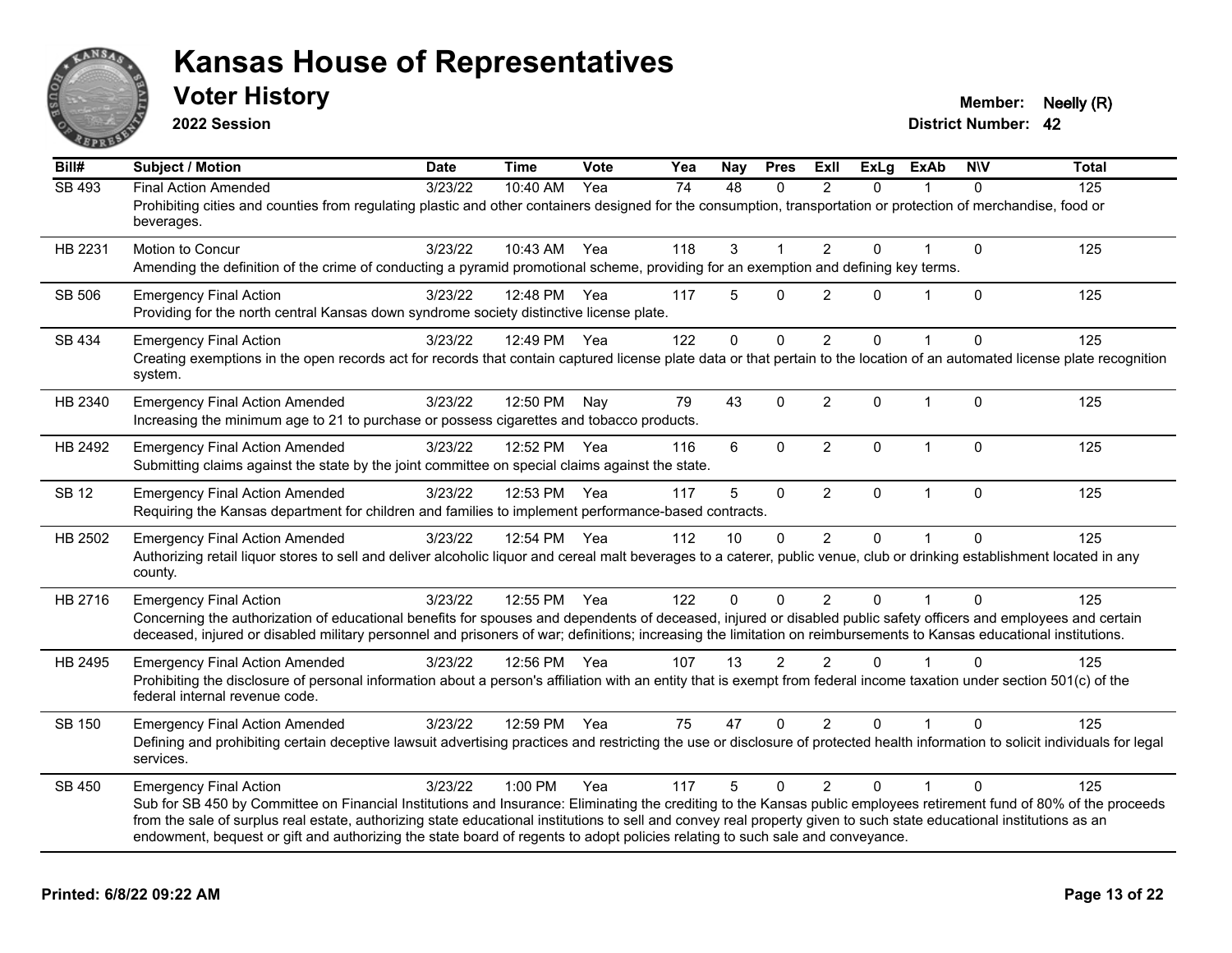# Kansas House of Representatives

## Voter History

**2022 Session**

**Member:** Neelly (R)
**District Number:** 42

| Bill# | Subject / Motion | Date | Time | Vote | Yea | Nay | Pres | ExII | ExLg | ExAb | N\V | Total |
|---|---|---|---|---|---|---|---|---|---|---|---|---|
| SB 493 | Final Action Amended | 3/23/22 | 10:40 AM | Yea | 74 | 48 | 0 | 2 | 0 | 1 | 0 | 125 |
| | Prohibiting cities and counties from regulating plastic and other containers designed for the consumption, transportation or protection of merchandise, food or beverages. | | | | | | | | | | | |
| HB 2231 | Motion to Concur | 3/23/22 | 10:43 AM | Yea | 118 | 3 | 1 | 2 | 0 | 1 | 0 | 125 |
| | Amending the definition of the crime of conducting a pyramid promotional scheme, providing for an exemption and defining key terms. | | | | | | | | | | | |
| SB 506 | Emergency Final Action | 3/23/22 | 12:48 PM | Yea | 117 | 5 | 0 | 2 | 0 | 1 | 0 | 125 |
| | Providing for the north central Kansas down syndrome society distinctive license plate. | | | | | | | | | | | |
| SB 434 | Emergency Final Action | 3/23/22 | 12:49 PM | Yea | 122 | 0 | 0 | 2 | 0 | 1 | 0 | 125 |
| | Creating exemptions in the open records act for records that contain captured license plate data or that pertain to the location of an automated license plate recognition system. | | | | | | | | | | | |
| HB 2340 | Emergency Final Action Amended | 3/23/22 | 12:50 PM | Nay | 79 | 43 | 0 | 2 | 0 | 1 | 0 | 125 |
| | Increasing the minimum age to 21 to purchase or possess cigarettes and tobacco products. | | | | | | | | | | | |
| HB 2492 | Emergency Final Action Amended | 3/23/22 | 12:52 PM | Yea | 116 | 6 | 0 | 2 | 0 | 1 | 0 | 125 |
| | Submitting claims against the state by the joint committee on special claims against the state. | | | | | | | | | | | |
| SB 12 | Emergency Final Action Amended | 3/23/22 | 12:53 PM | Yea | 117 | 5 | 0 | 2 | 0 | 1 | 0 | 125 |
| | Requiring the Kansas department for children and families to implement performance-based contracts. | | | | | | | | | | | |
| HB 2502 | Emergency Final Action Amended | 3/23/22 | 12:54 PM | Yea | 112 | 10 | 0 | 2 | 0 | 1 | 0 | 125 |
| | Authorizing retail liquor stores to sell and deliver alcoholic liquor and cereal malt beverages to a caterer, public venue, club or drinking establishment located in any county. | | | | | | | | | | | |
| HB 2716 | Emergency Final Action | 3/23/22 | 12:55 PM | Yea | 122 | 0 | 0 | 2 | 0 | 1 | 0 | 125 |
| | Concerning the authorization of educational benefits for spouses and dependents of deceased, injured or disabled public safety officers and employees and certain deceased, injured or disabled military personnel and prisoners of war; definitions; increasing the limitation on reimbursements to Kansas educational institutions. | | | | | | | | | | | |
| HB 2495 | Emergency Final Action Amended | 3/23/22 | 12:56 PM | Yea | 107 | 13 | 2 | 2 | 0 | 1 | 0 | 125 |
| | Prohibiting the disclosure of personal information about a person's affiliation with an entity that is exempt from federal income taxation under section 501(c) of the federal internal revenue code. | | | | | | | | | | | |
| SB 150 | Emergency Final Action Amended | 3/23/22 | 12:59 PM | Yea | 75 | 47 | 0 | 2 | 0 | 1 | 0 | 125 |
| | Defining and prohibiting certain deceptive lawsuit advertising practices and restricting the use or disclosure of protected health information to solicit individuals for legal services. | | | | | | | | | | | |
| SB 450 | Emergency Final Action | 3/23/22 | 1:00 PM | Yea | 117 | 5 | 0 | 2 | 0 | 1 | 0 | 125 |
| | Sub for SB 450 by Committee on Financial Institutions and Insurance: Eliminating the crediting to the Kansas public employees retirement fund of 80% of the proceeds from the sale of surplus real estate, authorizing state educational institutions to sell and convey real property given to such state educational institutions as an endowment, bequest or gift and authorizing the state board of regents to adopt policies relating to such sale and conveyance. | | | | | | | | | | | |

**Printed: 6/8/22 09:22 AM**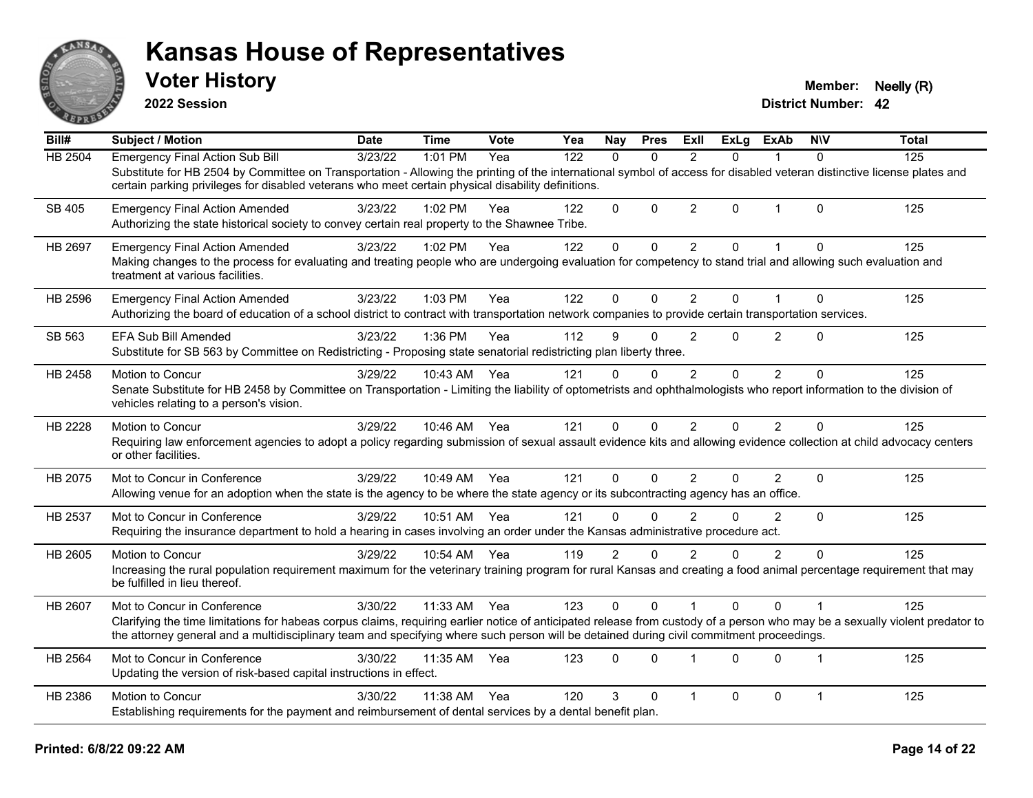# Kansas House of Representatives

## Voter History

**2022 Session**

**Member:** Neelly (R)
**District Number:** 42

| Bill# | Subject / Motion | Date | Time | Vote | Yea | Nay | Pres | ExII | ExLg | ExAb | N\V | Total |
|---|---|---|---|---|---|---|---|---|---|---|---|---|
| HB 2504 | Emergency Final Action Sub Bill | 3/23/22 | 1:01 PM | Yea | 122 | 0 | 0 | 2 | 0 | 1 | 0 | 125 |
| | Substitute for HB 2504 by Committee on Transportation - Allowing the printing of the international symbol of access for disabled veteran distinctive license plates and certain parking privileges for disabled veterans who meet certain physical disability definitions. | | | | | | | | | | | |
| SB 405 | Emergency Final Action Amended | 3/23/22 | 1:02 PM | Yea | 122 | 0 | 0 | 2 | 0 | 1 | 0 | 125 |
| | Authorizing the state historical society to convey certain real property to the Shawnee Tribe. | | | | | | | | | | | |
| HB 2697 | Emergency Final Action Amended | 3/23/22 | 1:02 PM | Yea | 122 | 0 | 0 | 2 | 0 | 1 | 0 | 125 |
| | Making changes to the process for evaluating and treating people who are undergoing evaluation for competency to stand trial and allowing such evaluation and treatment at various facilities. | | | | | | | | | | | |
| HB 2596 | Emergency Final Action Amended | 3/23/22 | 1:03 PM | Yea | 122 | 0 | 0 | 2 | 0 | 1 | 0 | 125 |
| | Authorizing the board of education of a school district to contract with transportation network companies to provide certain transportation services. | | | | | | | | | | | |
| SB 563 | EFA Sub Bill Amended | 3/23/22 | 1:36 PM | Yea | 112 | 9 | 0 | 2 | 0 | 2 | 0 | 125 |
| | Substitute for SB 563 by Committee on Redistricting - Proposing state senatorial redistricting plan liberty three. | | | | | | | | | | | |
| HB 2458 | Motion to Concur | 3/29/22 | 10:43 AM | Yea | 121 | 0 | 0 | 2 | 0 | 2 | 0 | 125 |
| | Senate Substitute for HB 2458 by Committee on Transportation - Limiting the liability of optometrists and ophthalmologists who report information to the division of vehicles relating to a person's vision. | | | | | | | | | | | |
| HB 2228 | Motion to Concur | 3/29/22 | 10:46 AM | Yea | 121 | 0 | 0 | 2 | 0 | 2 | 0 | 125 |
| | Requiring law enforcement agencies to adopt a policy regarding submission of sexual assault evidence kits and allowing evidence collection at child advocacy centers or other facilities. | | | | | | | | | | | |
| HB 2075 | Mot to Concur in Conference | 3/29/22 | 10:49 AM | Yea | 121 | 0 | 0 | 2 | 0 | 2 | 0 | 125 |
| | Allowing venue for an adoption when the state is the agency to be where the state agency or its subcontracting agency has an office. | | | | | | | | | | | |
| HB 2537 | Mot to Concur in Conference | 3/29/22 | 10:51 AM | Yea | 121 | 0 | 0 | 2 | 0 | 2 | 0 | 125 |
| | Requiring the insurance department to hold a hearing in cases involving an order under the Kansas administrative procedure act. | | | | | | | | | | | |
| HB 2605 | Motion to Concur | 3/29/22 | 10:54 AM | Yea | 119 | 2 | 0 | 2 | 0 | 2 | 0 | 125 |
| | Increasing the rural population requirement maximum for the veterinary training program for rural Kansas and creating a food animal percentage requirement that may be fulfilled in lieu thereof. | | | | | | | | | | | |
| HB 2607 | Mot to Concur in Conference | 3/30/22 | 11:33 AM | Yea | 123 | 0 | 0 | 1 | 0 | 0 | 1 | 125 |
| | Clarifying the time limitations for habeas corpus claims, requiring earlier notice of anticipated release from custody of a person who may be a sexually violent predator to the attorney general and a multidisciplinary team and specifying where such person will be detained during civil commitment proceedings. | | | | | | | | | | | |
| HB 2564 | Mot to Concur in Conference | 3/30/22 | 11:35 AM | Yea | 123 | 0 | 0 | 1 | 0 | 0 | 1 | 125 |
| | Updating the version of risk-based capital instructions in effect. | | | | | | | | | | | |
| HB 2386 | Motion to Concur | 3/30/22 | 11:38 AM | Yea | 120 | 3 | 0 | 1 | 0 | 0 | 1 | 125 |
| | Establishing requirements for the payment and reimbursement of dental services by a dental benefit plan. | | | | | | | | | | | |

**Printed: 6/8/22 09:22 AM**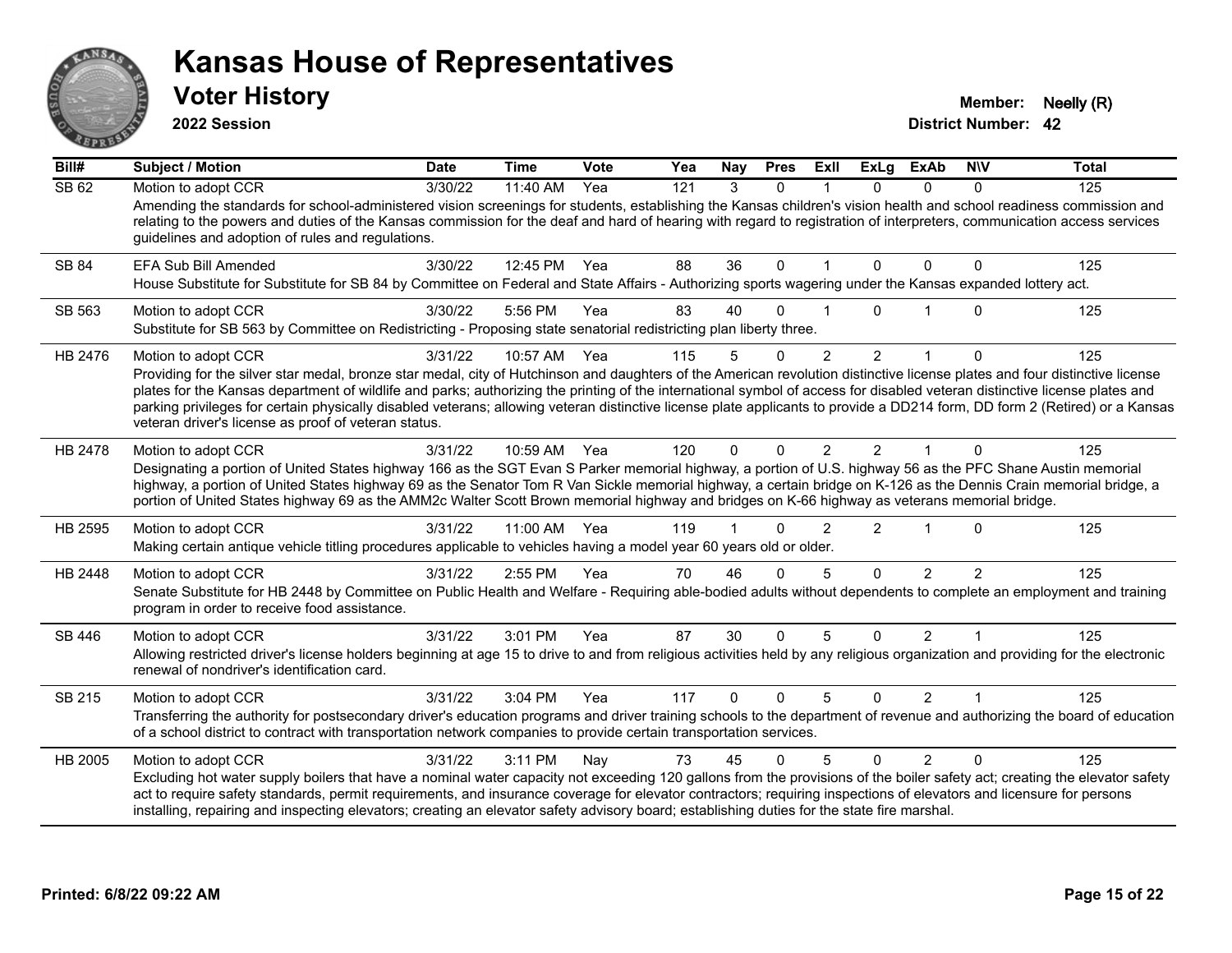# Kansas House of Representatives

## Voter History

**2022 Session**

**Member:** Neelly (R)
**District Number:** 42

| Bill# | Subject / Motion | Date | Time | Vote | Yea | Nay | Pres | ExII | ExLg | ExAb | N\V | Total |
|---|---|---|---|---|---|---|---|---|---|---|---|---|
| SB 62 | Motion to adopt CCR | 3/30/22 | 11:40 AM | Yea | 121 | 3 | 0 | 1 | 0 | 0 | 0 | 125 |
| | Amending the standards for school-administered vision screenings for students, establishing the Kansas children's vision health and school readiness commission and relating to the powers and duties of the Kansas commission for the deaf and hard of hearing with regard to registration of interpreters, communication access services guidelines and adoption of rules and regulations. | | | | | | | | | | | |
| SB 84 | EFA Sub Bill Amended | 3/30/22 | 12:45 PM | Yea | 88 | 36 | 0 | 1 | 0 | 0 | 0 | 125 |
| | House Substitute for Substitute for SB 84 by Committee on Federal and State Affairs - Authorizing sports wagering under the Kansas expanded lottery act. | | | | | | | | | | | |
| SB 563 | Motion to adopt CCR | 3/30/22 | 5:56 PM | Yea | 83 | 40 | 0 | 1 | 0 | 1 | 0 | 125 |
| | Substitute for SB 563 by Committee on Redistricting - Proposing state senatorial redistricting plan liberty three. | | | | | | | | | | | |
| HB 2476 | Motion to adopt CCR | 3/31/22 | 10:57 AM | Yea | 115 | 5 | 0 | 2 | 2 | 1 | 0 | 125 |
| | Providing for the silver star medal, bronze star medal, city of Hutchinson and daughters of the American revolution distinctive license plates and four distinctive license plates for the Kansas department of wildlife and parks; authorizing the printing of the international symbol of access for disabled veteran distinctive license plates and parking privileges for certain physically disabled veterans; allowing veteran distinctive license plate applicants to provide a DD214 form, DD form 2 (Retired) or a Kansas veteran driver's license as proof of veteran status. | | | | | | | | | | | |
| HB 2478 | Motion to adopt CCR | 3/31/22 | 10:59 AM | Yea | 120 | 0 | 0 | 2 | 2 | 1 | 0 | 125 |
| | Designating a portion of United States highway 166 as the SGT Evan S Parker memorial highway, a portion of U.S. highway 56 as the PFC Shane Austin memorial highway, a portion of United States highway 69 as the Senator Tom R Van Sickle memorial highway, a certain bridge on K-126 as the Dennis Crain memorial bridge, a portion of United States highway 69 as the AMM2c Walter Scott Brown memorial highway and bridges on K-66 highway as veterans memorial bridge. | | | | | | | | | | | |
| HB 2595 | Motion to adopt CCR | 3/31/22 | 11:00 AM | Yea | 119 | 1 | 0 | 2 | 2 | 1 | 0 | 125 |
| | Making certain antique vehicle titling procedures applicable to vehicles having a model year 60 years old or older. | | | | | | | | | | | |
| HB 2448 | Motion to adopt CCR | 3/31/22 | 2:55 PM | Yea | 70 | 46 | 0 | 5 | 0 | 2 | 2 | 125 |
| | Senate Substitute for HB 2448 by Committee on Public Health and Welfare - Requiring able-bodied adults without dependents to complete an employment and training program in order to receive food assistance. | | | | | | | | | | | |
| SB 446 | Motion to adopt CCR | 3/31/22 | 3:01 PM | Yea | 87 | 30 | 0 | 5 | 0 | 2 | 1 | 125 |
| | Allowing restricted driver's license holders beginning at age 15 to drive to and from religious activities held by any religious organization and providing for the electronic renewal of nondriver's identification card. | | | | | | | | | | | |
| SB 215 | Motion to adopt CCR | 3/31/22 | 3:04 PM | Yea | 117 | 0 | 0 | 5 | 0 | 2 | 1 | 125 |
| | Transferring the authority for postsecondary driver's education programs and driver training schools to the department of revenue and authorizing the board of education of a school district to contract with transportation network companies to provide certain transportation services. | | | | | | | | | | | |
| HB 2005 | Motion to adopt CCR | 3/31/22 | 3:11 PM | Nay | 73 | 45 | 0 | 5 | 0 | 2 | 0 | 125 |
| | Excluding hot water supply boilers that have a nominal water capacity not exceeding 120 gallons from the provisions of the boiler safety act; creating the elevator safety act to require safety standards, permit requirements, and insurance coverage for elevator contractors; requiring inspections of elevators and licensure for persons installing, repairing and inspecting elevators; creating an elevator safety advisory board; establishing duties for the state fire marshal. | | | | | | | | | | | |

**Printed: 6/8/22 09:22 AM**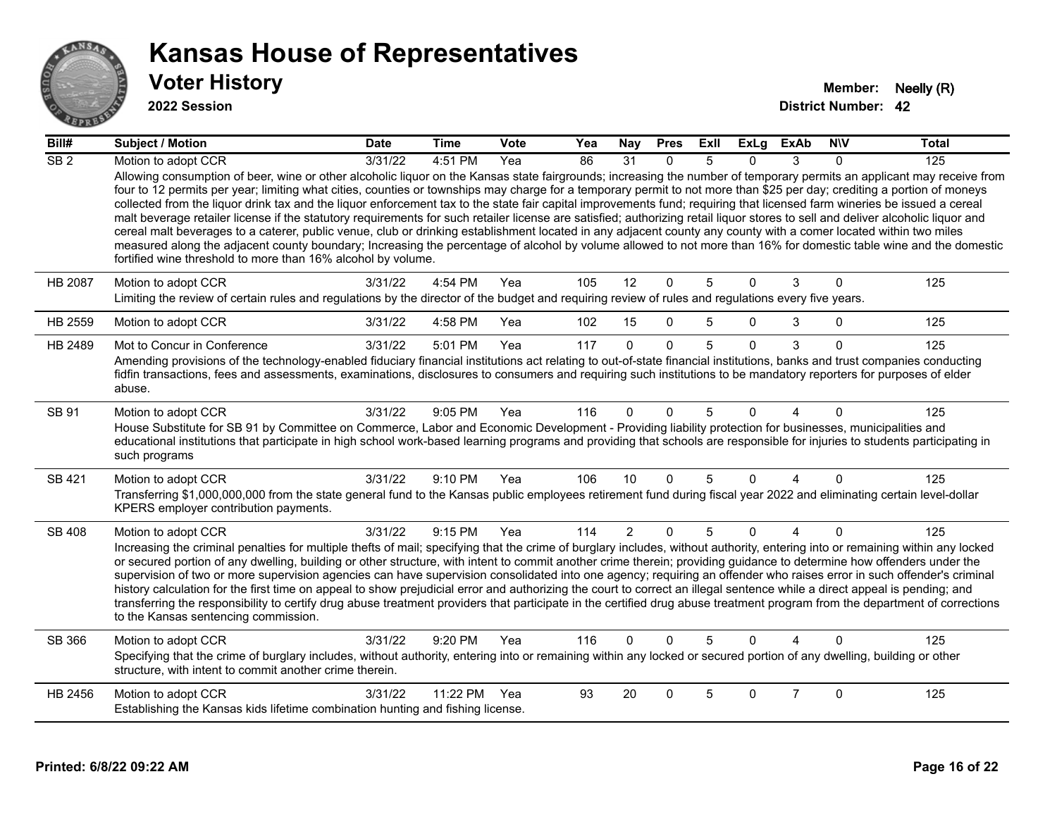# Kansas House of Representatives

## Voter History

**2022 Session**

**Member:** Neelly (R)
**District Number:** 42

| Bill# | Subject / Motion | Date | Time | Vote | Yea | Nay | Pres | ExII | ExLg | ExAb | N\V | Total |
|---|---|---|---|---|---|---|---|---|---|---|---|---|
| SB 2 | Motion to adopt CCR | 3/31/22 | 4:51 PM | Yea | 86 | 31 | 0 | 5 | 0 | 3 | 0 | 125 |
| | Allowing consumption of beer, wine or other alcoholic liquor on the Kansas state fairgrounds; increasing the number of temporary permits an applicant may receive from four to 12 permits per year; limiting what cities, counties or townships may charge for a temporary permit to not more than $25 per day; crediting a portion of moneys collected from the liquor drink tax and the liquor enforcement tax to the state fair capital improvements fund; requiring that licensed farm wineries be issued a cereal malt beverage retailer license if the statutory requirements for such retailer license are satisfied; authorizing retail liquor stores to sell and deliver alcoholic liquor and cereal malt beverages to a caterer, public venue, club or drinking establishment located in any adjacent county any county with a comer located within two miles measured along the adjacent county boundary; Increasing the percentage of alcohol by volume allowed to not more than 16% for domestic table wine and the domestic fortified wine threshold to more than 16% alcohol by volume. | | | | | | | | | | | |
| HB 2087 | Motion to adopt CCR | 3/31/22 | 4:54 PM | Yea | 105 | 12 | 0 | 5 | 0 | 3 | 0 | 125 |
| | Limiting the review of certain rules and regulations by the director of the budget and requiring review of rules and regulations every five years. | | | | | | | | | | | |
| HB 2559 | Motion to adopt CCR | 3/31/22 | 4:58 PM | Yea | 102 | 15 | 0 | 5 | 0 | 3 | 0 | 125 |
| HB 2489 | Mot to Concur in Conference | 3/31/22 | 5:01 PM | Yea | 117 | 0 | 0 | 5 | 0 | 3 | 0 | 125 |
| | Amending provisions of the technology-enabled fiduciary financial institutions act relating to out-of-state financial institutions, banks and trust companies conducting fidfin transactions, fees and assessments, examinations, disclosures to consumers and requiring such institutions to be mandatory reporters for purposes of elder abuse. | | | | | | | | | | | |
| SB 91 | Motion to adopt CCR | 3/31/22 | 9:05 PM | Yea | 116 | 0 | 0 | 5 | 0 | 4 | 0 | 125 |
| | House Substitute for SB 91 by Committee on Commerce, Labor and Economic Development - Providing liability protection for businesses, municipalities and educational institutions that participate in high school work-based learning programs and providing that schools are responsible for injuries to students participating in such programs | | | | | | | | | | | |
| SB 421 | Motion to adopt CCR | 3/31/22 | 9:10 PM | Yea | 106 | 10 | 0 | 5 | 0 | 4 | 0 | 125 |
| | Transferring $1,000,000,000 from the state general fund to the Kansas public employees retirement fund during fiscal year 2022 and eliminating certain level-dollar KPERS employer contribution payments. | | | | | | | | | | | |
| SB 408 | Motion to adopt CCR | 3/31/22 | 9:15 PM | Yea | 114 | 2 | 0 | 5 | 0 | 4 | 0 | 125 |
| | Increasing the criminal penalties for multiple thefts of mail; specifying that the crime of burglary includes, without authority, entering into or remaining within any locked or secured portion of any dwelling, building or other structure, with intent to commit another crime therein; providing guidance to determine how offenders under the supervision of two or more supervision agencies can have supervision consolidated into one agency; requiring an offender who raises error in such offender's criminal history calculation for the first time on appeal to show prejudicial error and authorizing the court to correct an illegal sentence while a direct appeal is pending; and transferring the responsibility to certify drug abuse treatment providers that participate in the certified drug abuse treatment program from the department of corrections to the Kansas sentencing commission. | | | | | | | | | | | |
| SB 366 | Motion to adopt CCR | 3/31/22 | 9:20 PM | Yea | 116 | 0 | 0 | 5 | 0 | 4 | 0 | 125 |
| | Specifying that the crime of burglary includes, without authority, entering into or remaining within any locked or secured portion of any dwelling, building or other structure, with intent to commit another crime therein. | | | | | | | | | | | |
| HB 2456 | Motion to adopt CCR | 3/31/22 | 11:22 PM | Yea | 93 | 20 | 0 | 5 | 0 | 7 | 0 | 125 |
| | Establishing the Kansas kids lifetime combination hunting and fishing license. | | | | | | | | | | | |

**Printed: 6/8/22 09:22 AM**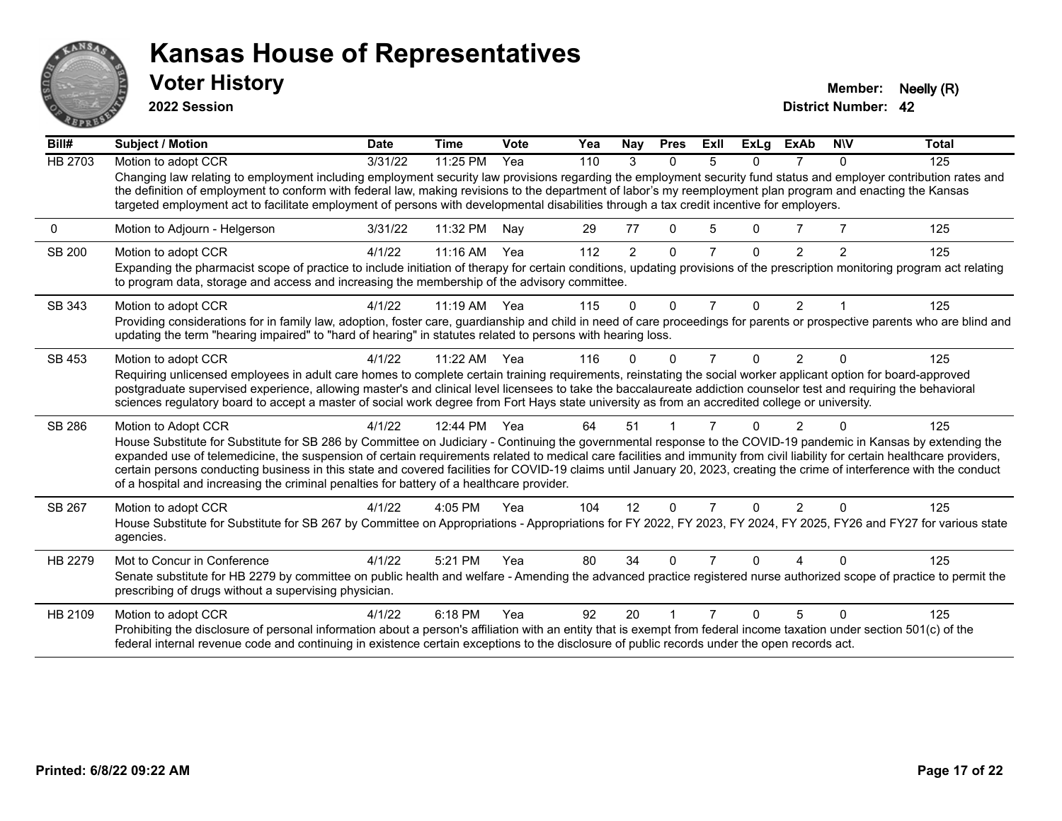# Kansas House of Representatives

## Voter History

**2022 Session**

**Member:** Neelly (R)
**District Number:** 42

| Bill# | Subject / Motion | Date | Time | Vote | Yea | Nay | Pres | ExII | ExLg | ExAb | N\V | Total |
|---|---|---|---|---|---|---|---|---|---|---|---|---|
| HB 2703 | Motion to adopt CCR | 3/31/22 | 11:25 PM | Yea | 110 | 3 | 0 | 5 | 0 | 7 | 0 | 125 |
| | Changing law relating to employment including employment security law provisions regarding the employment security fund status and employer contribution rates and the definition of employment to conform with federal law, making revisions to the department of labor's my reemployment plan program and enacting the Kansas targeted employment act to facilitate employment of persons with developmental disabilities through a tax credit incentive for employers. | | | | | | | | | | | |
| 0 | Motion to Adjourn - Helgerson | 3/31/22 | 11:32 PM | Nay | 29 | 77 | 0 | 5 | 0 | 7 | 7 | 125 |
| SB 200 | Motion to adopt CCR | 4/1/22 | 11:16 AM | Yea | 112 | 2 | 0 | 7 | 0 | 2 | 2 | 125 |
| | Expanding the pharmacist scope of practice to include initiation of therapy for certain conditions, updating provisions of the prescription monitoring program act relating to program data, storage and access and increasing the membership of the advisory committee. | | | | | | | | | | | |
| SB 343 | Motion to adopt CCR | 4/1/22 | 11:19 AM | Yea | 115 | 0 | 0 | 7 | 0 | 2 | 1 | 125 |
| | Providing considerations for in family law, adoption, foster care, guardianship and child in need of care proceedings for parents or prospective parents who are blind and updating the term "hearing impaired" to "hard of hearing" in statutes related to persons with hearing loss. | | | | | | | | | | | |
| SB 453 | Motion to adopt CCR | 4/1/22 | 11:22 AM | Yea | 116 | 0 | 0 | 7 | 0 | 2 | 0 | 125 |
| | Requiring unlicensed employees in adult care homes to complete certain training requirements, reinstating the social worker applicant option for board-approved postgraduate supervised experience, allowing master's and clinical level licensees to take the baccalaureate addiction counselor test and requiring the behavioral sciences regulatory board to accept a master of social work degree from Fort Hays state university as from an accredited college or university. | | | | | | | | | | | |
| SB 286 | Motion to Adopt CCR | 4/1/22 | 12:44 PM | Yea | 64 | 51 | 1 | 7 | 0 | 2 | 0 | 125 |
| | House Substitute for Substitute for SB 286 by Committee on Judiciary - Continuing the governmental response to the COVID-19 pandemic in Kansas by extending the expanded use of telemedicine, the suspension of certain requirements related to medical care facilities and immunity from civil liability for certain healthcare providers, certain persons conducting business in this state and covered facilities for COVID-19 claims until January 20, 2023, creating the crime of interference with the conduct of a hospital and increasing the criminal penalties for battery of a healthcare provider. | | | | | | | | | | | |
| SB 267 | Motion to adopt CCR | 4/1/22 | 4:05 PM | Yea | 104 | 12 | 0 | 7 | 0 | 2 | 0 | 125 |
| | House Substitute for Substitute for SB 267 by Committee on Appropriations - Appropriations for FY 2022, FY 2023, FY 2024, FY 2025, FY26 and FY27 for various state agencies. | | | | | | | | | | | |
| HB 2279 | Mot to Concur in Conference | 4/1/22 | 5:21 PM | Yea | 80 | 34 | 0 | 7 | 0 | 4 | 0 | 125 |
| | Senate substitute for HB 2279 by committee on public health and welfare - Amending the advanced practice registered nurse authorized scope of practice to permit the prescribing of drugs without a supervising physician. | | | | | | | | | | | |
| HB 2109 | Motion to adopt CCR | 4/1/22 | 6:18 PM | Yea | 92 | 20 | 1 | 7 | 0 | 5 | 0 | 125 |
| | Prohibiting the disclosure of personal information about a person's affiliation with an entity that is exempt from federal income taxation under section 501(c) of the federal internal revenue code and continuing in existence certain exceptions to the disclosure of public records under the open records act. | | | | | | | | | | | |

**Printed: 6/8/22 09:22 AM**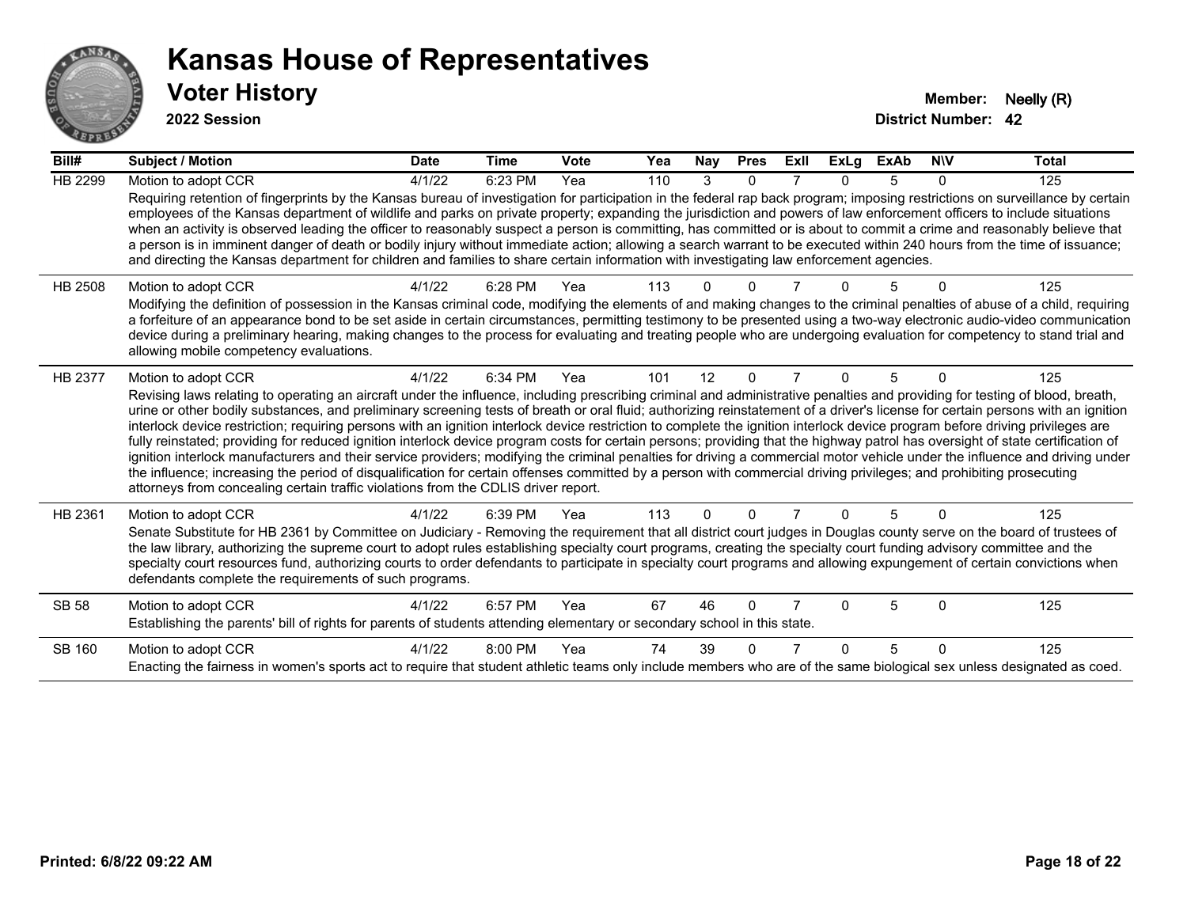# Kansas House of Representatives

## Voter History

**2022 Session**

**Member:** Neelly (R)
**District Number:** 42

| Bill# | Subject / Motion | Date | Time | Vote | Yea | Nay | Pres | ExII | ExLg | ExAb | N\V | Total |
|---|---|---|---|---|---|---|---|---|---|---|---|---|
| HB 2299 | Motion to adopt CCR | 4/1/22 | 6:23 PM | Yea | 110 | 3 | 0 | 7 | 0 | 5 | 0 | 125 |
| | Requiring retention of fingerprints by the Kansas bureau of investigation for participation in the federal rap back program; imposing restrictions on surveillance by certain employees of the Kansas department of wildlife and parks on private property; expanding the jurisdiction and powers of law enforcement officers to include situations when an activity is observed leading the officer to reasonably suspect a person is committing, has committed or is about to commit a crime and reasonably believe that a person is in imminent danger of death or bodily injury without immediate action; allowing a search warrant to be executed within 240 hours from the time of issuance; and directing the Kansas department for children and families to share certain information with investigating law enforcement agencies. | | | | | | | | | | | |
| HB 2508 | Motion to adopt CCR | 4/1/22 | 6:28 PM | Yea | 113 | 0 | 0 | 7 | 0 | 5 | 0 | 125 |
| | Modifying the definition of possession in the Kansas criminal code, modifying the elements of and making changes to the criminal penalties of abuse of a child, requiring a forfeiture of an appearance bond to be set aside in certain circumstances, permitting testimony to be presented using a two-way electronic audio-video communication device during a preliminary hearing, making changes to the process for evaluating and treating people who are undergoing evaluation for competency to stand trial and allowing mobile competency evaluations. | | | | | | | | | | | |
| HB 2377 | Motion to adopt CCR | 4/1/22 | 6:34 PM | Yea | 101 | 12 | 0 | 7 | 0 | 5 | 0 | 125 |
| | Revising laws relating to operating an aircraft under the influence, including prescribing criminal and administrative penalties and providing for testing of blood, breath, urine or other bodily substances, and preliminary screening tests of breath or oral fluid; authorizing reinstatement of a driver's license for certain persons with an ignition interlock device restriction; requiring persons with an ignition interlock device restriction to complete the ignition interlock device program before driving privileges are fully reinstated; providing for reduced ignition interlock device program costs for certain persons; providing that the highway patrol has oversight of state certification of ignition interlock manufacturers and their service providers; modifying the criminal penalties for driving a commercial motor vehicle under the influence and driving under the influence; increasing the period of disqualification for certain offenses committed by a person with commercial driving privileges; and prohibiting prosecuting attorneys from concealing certain traffic violations from the CDLIS driver report. | | | | | | | | | | | |
| HB 2361 | Motion to adopt CCR | 4/1/22 | 6:39 PM | Yea | 113 | 0 | 0 | 7 | 0 | 5 | 0 | 125 |
| | Senate Substitute for HB 2361 by Committee on Judiciary - Removing the requirement that all district court judges in Douglas county serve on the board of trustees of the law library, authorizing the supreme court to adopt rules establishing specialty court programs, creating the specialty court funding advisory committee and the specialty court resources fund, authorizing courts to order defendants to participate in specialty court programs and allowing expungement of certain convictions when defendants complete the requirements of such programs. | | | | | | | | | | | |
| SB 58 | Motion to adopt CCR | 4/1/22 | 6:57 PM | Yea | 67 | 46 | 0 | 7 | 0 | 5 | 0 | 125 |
| | Establishing the parents' bill of rights for parents of students attending elementary or secondary school in this state. | | | | | | | | | | | |
| SB 160 | Motion to adopt CCR | 4/1/22 | 8:00 PM | Yea | 74 | 39 | 0 | 7 | 0 | 5 | 0 | 125 |
| | Enacting the fairness in women's sports act to require that student athletic teams only include members who are of the same biological sex unless designated as coed. | | | | | | | | | | | |

**Printed: 6/8/22 09:22 AM**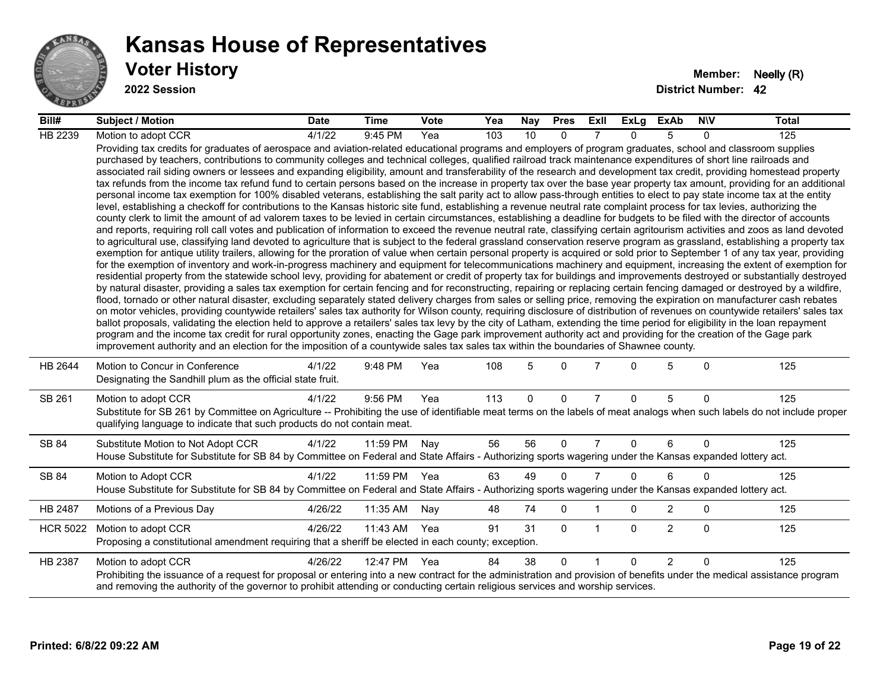# Kansas House of Representatives

## Voter History

**2022 Session**

**Member:** Neelly (R)

**District Number:** 42

| Bill# | Subject / Motion | Date | Time | Vote | Yea | Nay | Pres | ExII | ExLg | ExAb | N\V | Total |
|---|---|---|---|---|---|---|---|---|---|---|---|---|
| HB 2239 | Motion to adopt CCR | 4/1/22 | 9:45 PM | Yea | 103 | 10 | 0 | 7 | 0 | 5 | 0 | 125 |
| | Providing tax credits for graduates of aerospace and aviation-related educational programs and employers of program graduates, school and classroom supplies purchased by teachers, contributions to community colleges and technical colleges, qualified railroad track maintenance expenditures of short line railroads and associated rail siding owners or lessees and expanding eligibility, amount and transferability of the research and development tax credit, providing homestead property tax refunds from the income tax refund fund to certain persons based on the increase in property tax over the base year property tax amount, providing for an additional personal income tax exemption for 100% disabled veterans, establishing the salt parity act to allow pass-through entities to elect to pay state income tax at the entity level, establishing a checkoff for contributions to the Kansas historic site fund, establishing a revenue neutral rate complaint process for tax levies, authorizing the county clerk to limit the amount of ad valorem taxes to be levied in certain circumstances, establishing a deadline for budgets to be filed with the director of accounts and reports, requiring roll call votes and publication of information to exceed the revenue neutral rate, classifying certain agritourism activities and zoos as land devoted to agricultural use, classifying land devoted to agriculture that is subject to the federal grassland conservation reserve program as grassland, establishing a property tax exemption for antique utility trailers, allowing for the proration of value when certain personal property is acquired or sold prior to September 1 of any tax year, providing for the exemption of inventory and work-in-progress machinery and equipment for telecommunications machinery and equipment, increasing the extent of exemption for residential property from the statewide school levy, providing for abatement or credit of property tax for buildings and improvements destroyed or substantially destroyed by natural disaster, providing a sales tax exemption for certain fencing and for reconstructing, repairing or replacing certain fencing damaged or destroyed by a wildfire, flood, tornado or other natural disaster, excluding separately stated delivery charges from sales or selling price, removing the expiration on manufacturer cash rebates on motor vehicles, providing countywide retailers' sales tax authority for Wilson county, requiring disclosure of distribution of revenues on countywide retailers' sales tax ballot proposals, validating the election held to approve a retailers' sales tax levy by the city of Latham, extending the time period for eligibility in the loan repayment program and the income tax credit for rural opportunity zones, enacting the Gage park improvement authority act and providing for the creation of the Gage park improvement authority and an election for the imposition of a countywide sales tax sales tax within the boundaries of Shawnee county. | | | | | | | | | | | |
| HB 2644 | Motion to Concur in Conference | 4/1/22 | 9:48 PM | Yea | 108 | 5 | 0 | 7 | 0 | 5 | 0 | 125 |
| | Designating the Sandhill plum as the official state fruit. | | | | | | | | | | | |
| SB 261 | Motion to adopt CCR | 4/1/22 | 9:56 PM | Yea | 113 | 0 | 0 | 7 | 0 | 5 | 0 | 125 |
| | Substitute for SB 261 by Committee on Agriculture -- Prohibiting the use of identifiable meat terms on the labels of meat analogs when such labels do not include proper qualifying language to indicate that such products do not contain meat. | | | | | | | | | | | |
| SB 84 | Substitute Motion to Not Adopt CCR | 4/1/22 | 11:59 PM | Nay | 56 | 56 | 0 | 7 | 0 | 6 | 0 | 125 |
| | House Substitute for Substitute for SB 84 by Committee on Federal and State Affairs - Authorizing sports wagering under the Kansas expanded lottery act. | | | | | | | | | | | |
| SB 84 | Motion to Adopt CCR | 4/1/22 | 11:59 PM | Yea | 63 | 49 | 0 | 7 | 0 | 6 | 0 | 125 |
| | House Substitute for Substitute for SB 84 by Committee on Federal and State Affairs - Authorizing sports wagering under the Kansas expanded lottery act. | | | | | | | | | | | |
| HB 2487 | Motions of a Previous Day | 4/26/22 | 11:35 AM | Nay | 48 | 74 | 0 | 1 | 0 | 2 | 0 | 125 |
| HCR 5022 | Motion to adopt CCR | 4/26/22 | 11:43 AM | Yea | 91 | 31 | 0 | 1 | 0 | 2 | 0 | 125 |
| | Proposing a constitutional amendment requiring that a sheriff be elected in each county; exception. | | | | | | | | | | | |
| HB 2387 | Motion to adopt CCR | 4/26/22 | 12:47 PM | Yea | 84 | 38 | 0 | 1 | 0 | 2 | 0 | 125 |
| | Prohibiting the issuance of a request for proposal or entering into a new contract for the administration and provision of benefits under the medical assistance program and removing the authority of the governor to prohibit attending or conducting certain religious services and worship services. | | | | | | | | | | | |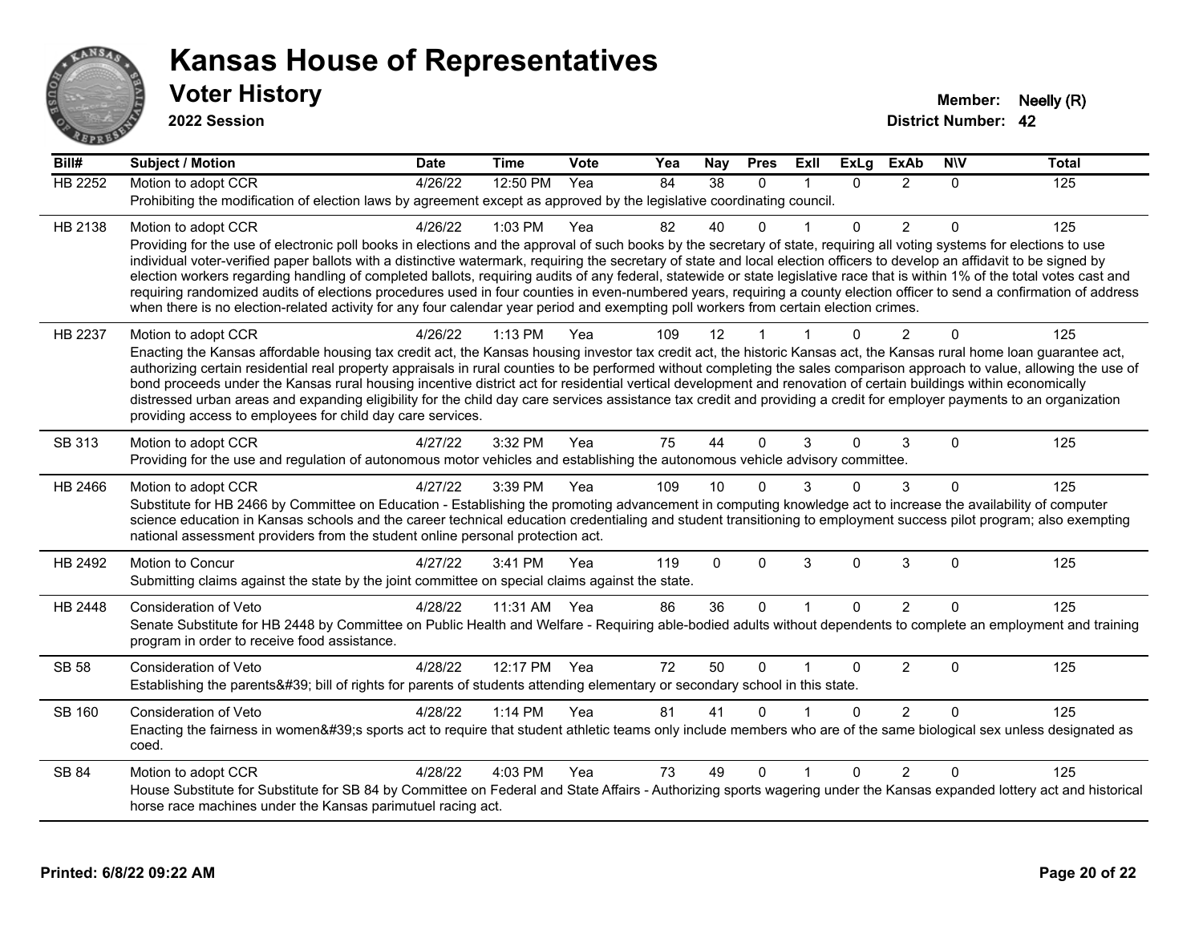# Kansas House of Representatives

## Voter History

**2022 Session**

**Member:** Neelly (R)
**District Number:** 42

| Bill# | Subject / Motion | Date | Time | Vote | Yea | Nay | Pres | ExII | ExLg | ExAb | N\V | Total |
|---|---|---|---|---|---|---|---|---|---|---|---|---|
| HB 2252 | Motion to adopt CCR | 4/26/22 | 12:50 PM | Yea | 84 | 38 | 0 | 1 | 0 | 2 | 0 | 125 |
| | Prohibiting the modification of election laws by agreement except as approved by the legislative coordinating council. | | | | | | | | | | | |
| HB 2138 | Motion to adopt CCR | 4/26/22 | 1:03 PM | Yea | 82 | 40 | 0 | 1 | 0 | 2 | 0 | 125 |
| | Providing for the use of electronic poll books in elections and the approval of such books by the secretary of state, requiring all voting systems for elections to use individual voter-verified paper ballots with a distinctive watermark, requiring the secretary of state and local election officers to develop an affidavit to be signed by election workers regarding handling of completed ballots, requiring audits of any federal, statewide or state legislative race that is within 1% of the total votes cast and requiring randomized audits of elections procedures used in four counties in even-numbered years, requiring a county election officer to send a confirmation of address when there is no election-related activity for any four calendar year period and exempting poll workers from certain election crimes. | | | | | | | | | | | |
| HB 2237 | Motion to adopt CCR | 4/26/22 | 1:13 PM | Yea | 109 | 12 | 1 | 1 | 0 | 2 | 0 | 125 |
| | Enacting the Kansas affordable housing tax credit act, the Kansas housing investor tax credit act, the historic Kansas act, the Kansas rural home loan guarantee act, authorizing certain residential real property appraisals in rural counties to be performed without completing the sales comparison approach to value, allowing the use of bond proceeds under the Kansas rural housing incentive district act for residential vertical development and renovation of certain buildings within economically distressed urban areas and expanding eligibility for the child day care services assistance tax credit and providing a credit for employer payments to an organization providing access to employees for child day care services. | | | | | | | | | | | |
| SB 313 | Motion to adopt CCR | 4/27/22 | 3:32 PM | Yea | 75 | 44 | 0 | 3 | 0 | 3 | 0 | 125 |
| | Providing for the use and regulation of autonomous motor vehicles and establishing the autonomous vehicle advisory committee. | | | | | | | | | | | |
| HB 2466 | Motion to adopt CCR | 4/27/22 | 3:39 PM | Yea | 109 | 10 | 0 | 3 | 0 | 3 | 0 | 125 |
| | Substitute for HB 2466 by Committee on Education - Establishing the promoting advancement in computing knowledge act to increase the availability of computer science education in Kansas schools and the career technical education credentialing and student transitioning to employment success pilot program; also exempting national assessment providers from the student online personal protection act. | | | | | | | | | | | |
| HB 2492 | Motion to Concur | 4/27/22 | 3:41 PM | Yea | 119 | 0 | 0 | 3 | 0 | 3 | 0 | 125 |
| | Submitting claims against the state by the joint committee on special claims against the state. | | | | | | | | | | | |
| HB 2448 | Consideration of Veto | 4/28/22 | 11:31 AM | Yea | 86 | 36 | 0 | 1 | 0 | 2 | 0 | 125 |
| | Senate Substitute for HB 2448 by Committee on Public Health and Welfare - Requiring able-bodied adults without dependents to complete an employment and training program in order to receive food assistance. | | | | | | | | | | | |
| SB 58 | Consideration of Veto | 4/28/22 | 12:17 PM | Yea | 72 | 50 | 0 | 1 | 0 | 2 | 0 | 125 |
| | Establishing the parents&#39; bill of rights for parents of students attending elementary or secondary school in this state. | | | | | | | | | | | |
| SB 160 | Consideration of Veto | 4/28/22 | 1:14 PM | Yea | 81 | 41 | 0 | 1 | 0 | 2 | 0 | 125 |
| | Enacting the fairness in women&#39;s sports act to require that student athletic teams only include members who are of the same biological sex unless designated as coed. | | | | | | | | | | | |
| SB 84 | Motion to adopt CCR | 4/28/22 | 4:03 PM | Yea | 73 | 49 | 0 | 1 | 0 | 2 | 0 | 125 |
| | House Substitute for Substitute for SB 84 by Committee on Federal and State Affairs - Authorizing sports wagering under the Kansas expanded lottery act and historical horse race machines under the Kansas parimutuel racing act. | | | | | | | | | | | |

**Printed: 6/8/22 09:22 AM**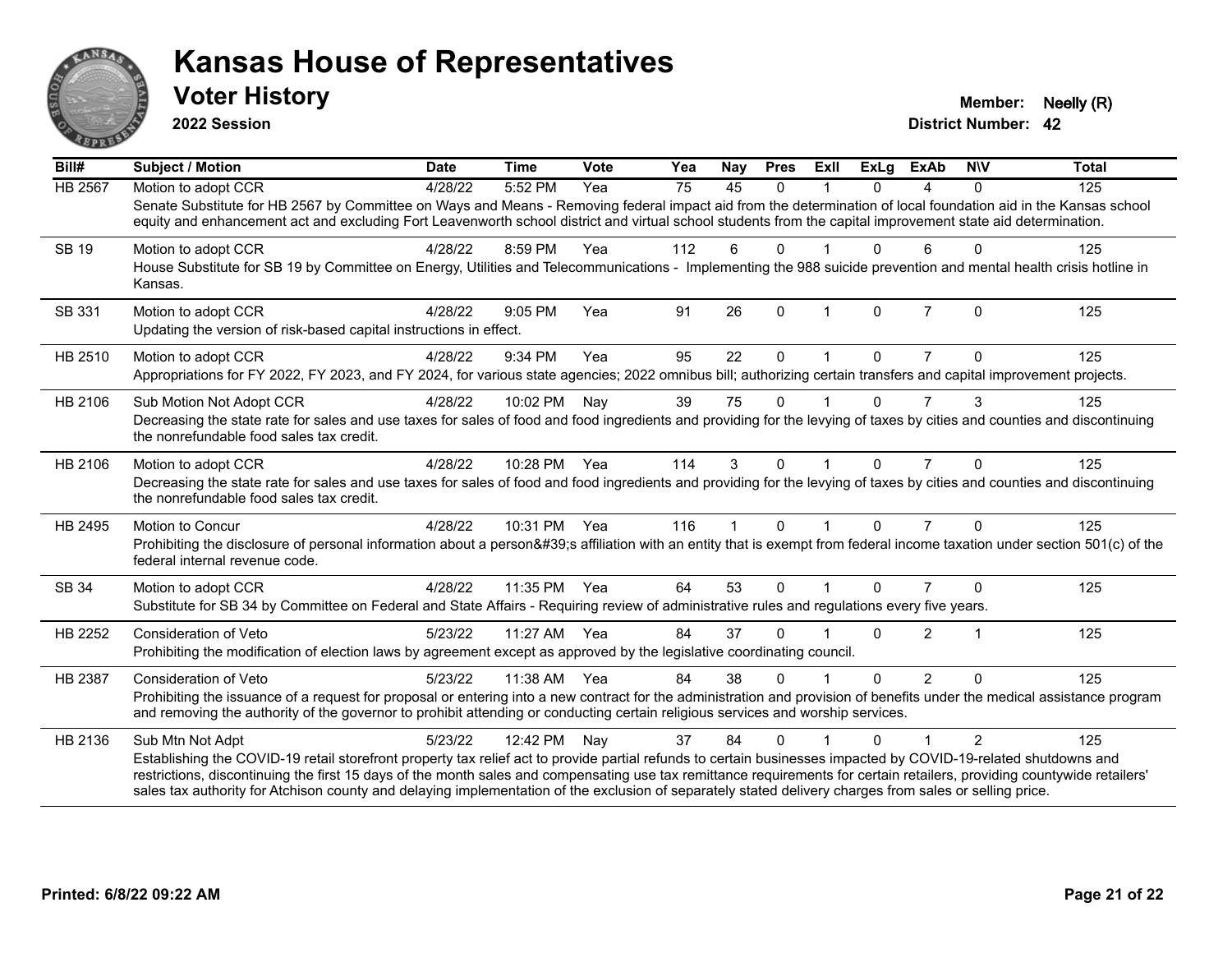# Kansas House of Representatives

## Voter History

**2022 Session**

**Member:** Neelly (R)
**District Number:** 42

| Bill# | Subject / Motion | Date | Time | Vote | Yea | Nay | Pres | ExII | ExLg | ExAb | N\V | Total |
|---|---|---|---|---|---|---|---|---|---|---|---|---|
| HB 2567 | Motion to adopt CCR | 4/28/22 | 5:52 PM | Yea | 75 | 45 | 0 | 1 | 0 | 4 | 0 | 125 |
| | Senate Substitute for HB 2567 by Committee on Ways and Means - Removing federal impact aid from the determination of local foundation aid in the Kansas school equity and enhancement act and excluding Fort Leavenworth school district and virtual school students from the capital improvement state aid determination. | | | | | | | | | | | |
| SB 19 | Motion to adopt CCR | 4/28/22 | 8:59 PM | Yea | 112 | 6 | 0 | 1 | 0 | 6 | 0 | 125 |
| | House Substitute for SB 19 by Committee on Energy, Utilities and Telecommunications - Implementing the 988 suicide prevention and mental health crisis hotline in Kansas. | | | | | | | | | | | |
| SB 331 | Motion to adopt CCR | 4/28/22 | 9:05 PM | Yea | 91 | 26 | 0 | 1 | 0 | 7 | 0 | 125 |
| | Updating the version of risk-based capital instructions in effect. | | | | | | | | | | | |
| HB 2510 | Motion to adopt CCR | 4/28/22 | 9:34 PM | Yea | 95 | 22 | 0 | 1 | 0 | 7 | 0 | 125 |
| | Appropriations for FY 2022, FY 2023, and FY 2024, for various state agencies; 2022 omnibus bill; authorizing certain transfers and capital improvement projects. | | | | | | | | | | | |
| HB 2106 | Sub Motion Not Adopt CCR | 4/28/22 | 10:02 PM | Nay | 39 | 75 | 0 | 1 | 0 | 7 | 3 | 125 |
| | Decreasing the state rate for sales and use taxes for sales of food and food ingredients and providing for the levying of taxes by cities and counties and discontinuing the nonrefundable food sales tax credit. | | | | | | | | | | | |
| HB 2106 | Motion to adopt CCR | 4/28/22 | 10:28 PM | Yea | 114 | 3 | 0 | 1 | 0 | 7 | 0 | 125 |
| | Decreasing the state rate for sales and use taxes for sales of food and food ingredients and providing for the levying of taxes by cities and counties and discontinuing the nonrefundable food sales tax credit. | | | | | | | | | | | |
| HB 2495 | Motion to Concur | 4/28/22 | 10:31 PM | Yea | 116 | 1 | 0 | 1 | 0 | 7 | 0 | 125 |
| | Prohibiting the disclosure of personal information about a person&#39;s affiliation with an entity that is exempt from federal income taxation under section 501(c) of the federal internal revenue code. | | | | | | | | | | | |
| SB 34 | Motion to adopt CCR | 4/28/22 | 11:35 PM | Yea | 64 | 53 | 0 | 1 | 0 | 7 | 0 | 125 |
| | Substitute for SB 34 by Committee on Federal and State Affairs - Requiring review of administrative rules and regulations every five years. | | | | | | | | | | | |
| HB 2252 | Consideration of Veto | 5/23/22 | 11:27 AM | Yea | 84 | 37 | 0 | 1 | 0 | 2 | 1 | 125 |
| | Prohibiting the modification of election laws by agreement except as approved by the legislative coordinating council. | | | | | | | | | | | |
| HB 2387 | Consideration of Veto | 5/23/22 | 11:38 AM | Yea | 84 | 38 | 0 | 1 | 0 | 2 | 0 | 125 |
| | Prohibiting the issuance of a request for proposal or entering into a new contract for the administration and provision of benefits under the medical assistance program and removing the authority of the governor to prohibit attending or conducting certain religious services and worship services. | | | | | | | | | | | |
| HB 2136 | Sub Mtn Not Adpt | 5/23/22 | 12:42 PM | Nay | 37 | 84 | 0 | 1 | 0 | 1 | 2 | 125 |
| | Establishing the COVID-19 retail storefront property tax relief act to provide partial refunds to certain businesses impacted by COVID-19-related shutdowns and restrictions, discontinuing the first 15 days of the month sales and compensating use tax remittance requirements for certain retailers, providing countywide retailers' sales tax authority for Atchison county and delaying implementation of the exclusion of separately stated delivery charges from sales or selling price. | | | | | | | | | | | |

Printed: 6/8/22 09:22 AM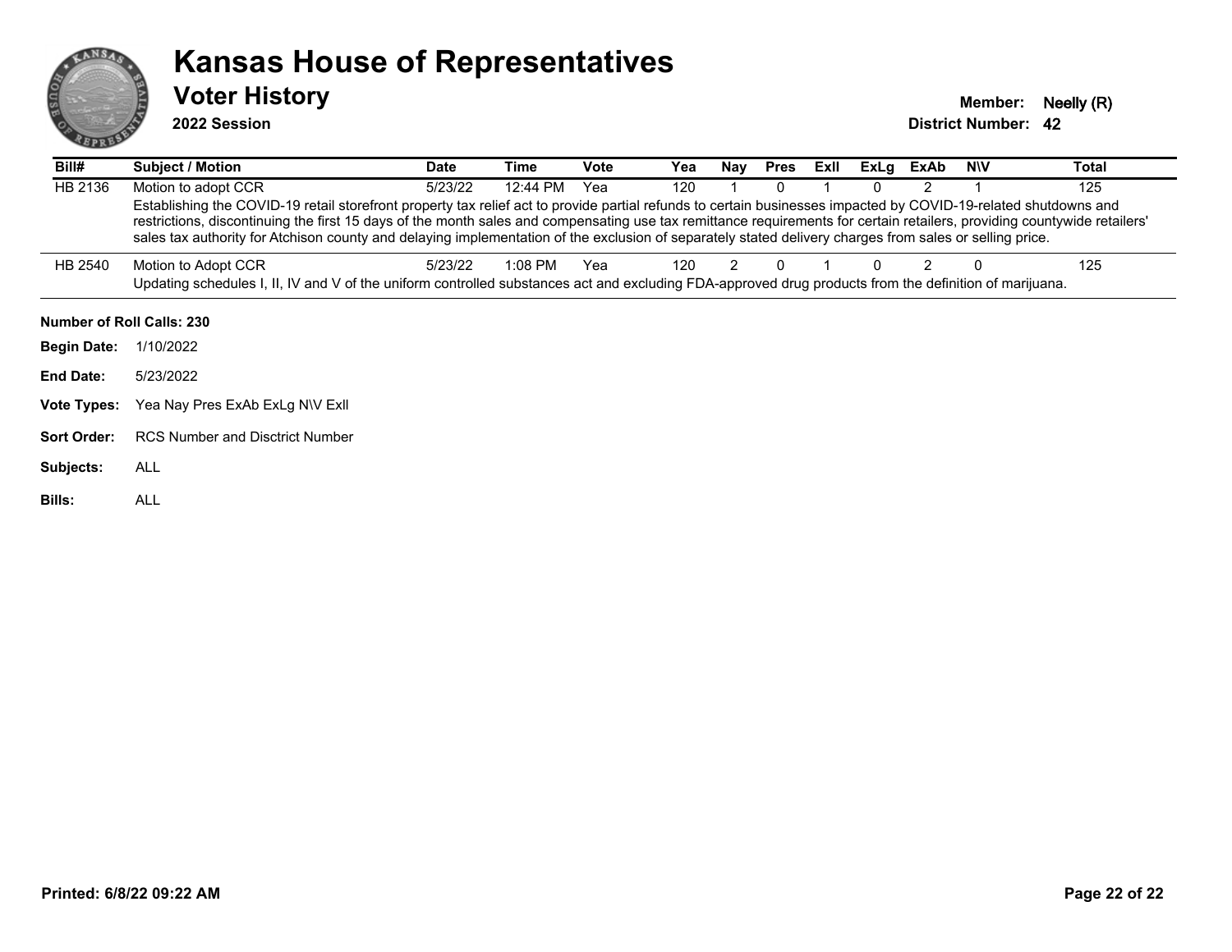# Kansas House of Representatives

## Voter History

**2022 Session**

**Member:** Neelly (R)
**District Number:** 42

| Bill# | Subject / Motion | Date | Time | Vote | Yea | Nay | Pres | ExII | ExLg | ExAb | N\V | Total |
|---|---|---|---|---|---|---|---|---|---|---|---|---|
| HB 2136 | Motion to adopt CCR | 5/23/22 | 12:44 PM | Yea | 120 | 1 | 0 | 1 | 0 | 2 | 1 | 125 |
| | Establishing the COVID-19 retail storefront property tax relief act to provide partial refunds to certain businesses impacted by COVID-19-related shutdowns and restrictions, discontinuing the first 15 days of the month sales and compensating use tax remittance requirements for certain retailers, providing countywide retailers' sales tax authority for Atchison county and delaying implementation of the exclusion of separately stated delivery charges from sales or selling price. | | | | | | | | | | | |
| HB 2540 | Motion to Adopt CCR | 5/23/22 | 1:08 PM | Yea | 120 | 2 | 0 | 1 | 0 | 2 | 0 | 125 |
| | Updating schedules I, II, IV and V of the uniform controlled substances act and excluding FDA-approved drug products from the definition of marijuana. | | | | | | | | | | | |

**Number of Roll Calls: 230**

**Begin Date:** 1/10/2022

**End Date:** 5/23/2022

**Vote Types:** Yea Nay Pres ExAb ExLg N\V ExII

**Sort Order:** RCS Number and Disctrict Number

**Subjects:** ALL

**Bills:** ALL

**Printed: 6/8/22 09:22 AM**